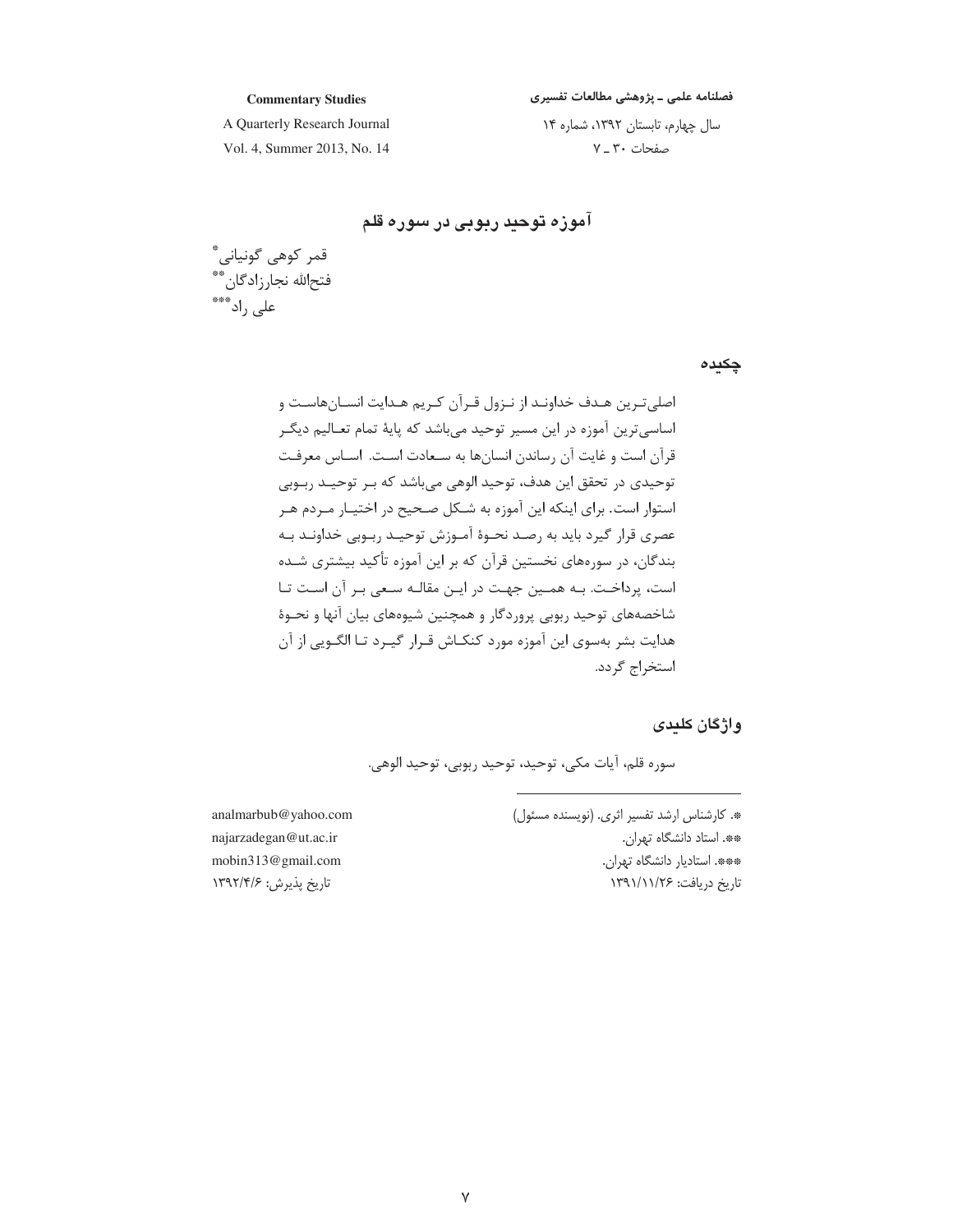# آموزه توحید ربوبی در سوره قلم

قمر کوهی گونیانی*
فتح‌الله نجارزادگان**
علی راد***

## چکیده

اصلی‌ترین هدف خداوند از نزول قرآن کریم هدایت انسان‌هاست و اساسی‌ترین آموزه در این مسیر توحید می‌باشد که پایهٔ تمام تعالیم دیگر قرآن است و غایت آن رساندن انسان‌ها به سعادت است. اساس معرفت توحیدی در تحقق این هدف، توحید الوهی می‌باشد که بر توحید ربوبی استوار است. برای اینکه این آموزه به شکل صحیح در اختیار مردم هر عصری قرار گیرد باید به رصد نحوهٔ آموزش توحید ربوبی خداوند به بندگان، در سوره‌های نخستین قرآن که بر این آموزه تأکید بیشتری شده است، پرداخت. به همین جهت در این مقاله سعی بر آن است تا شاخصه‌های توحید ربوبی پروردگار و همچنین شیوه‌های بیان آنها و نحوهٔ هدایت بشر به‌سوی این آموزه مورد کنکاش قرار گیرد تا الگویی از آن استخراج گردد.

## واژگان کلیدی

سوره قلم، آیات مکی، توحید، توحید ربوبی، توحید الوهی.

---

*. کارشناس ارشد تفسیر اثری. (نویسنده مسئول) — analmarbub@yahoo.com

**. استاد دانشگاه تهران. — najarzadegan@ut.ac.ir

***. استادیار دانشگاه تهران. — mobin313@gmail.com

تاریخ دریافت: ۱۳۹۱/۱۱/۲۶ — تاریخ پذیرش: ۱۳۹۲/۴/۶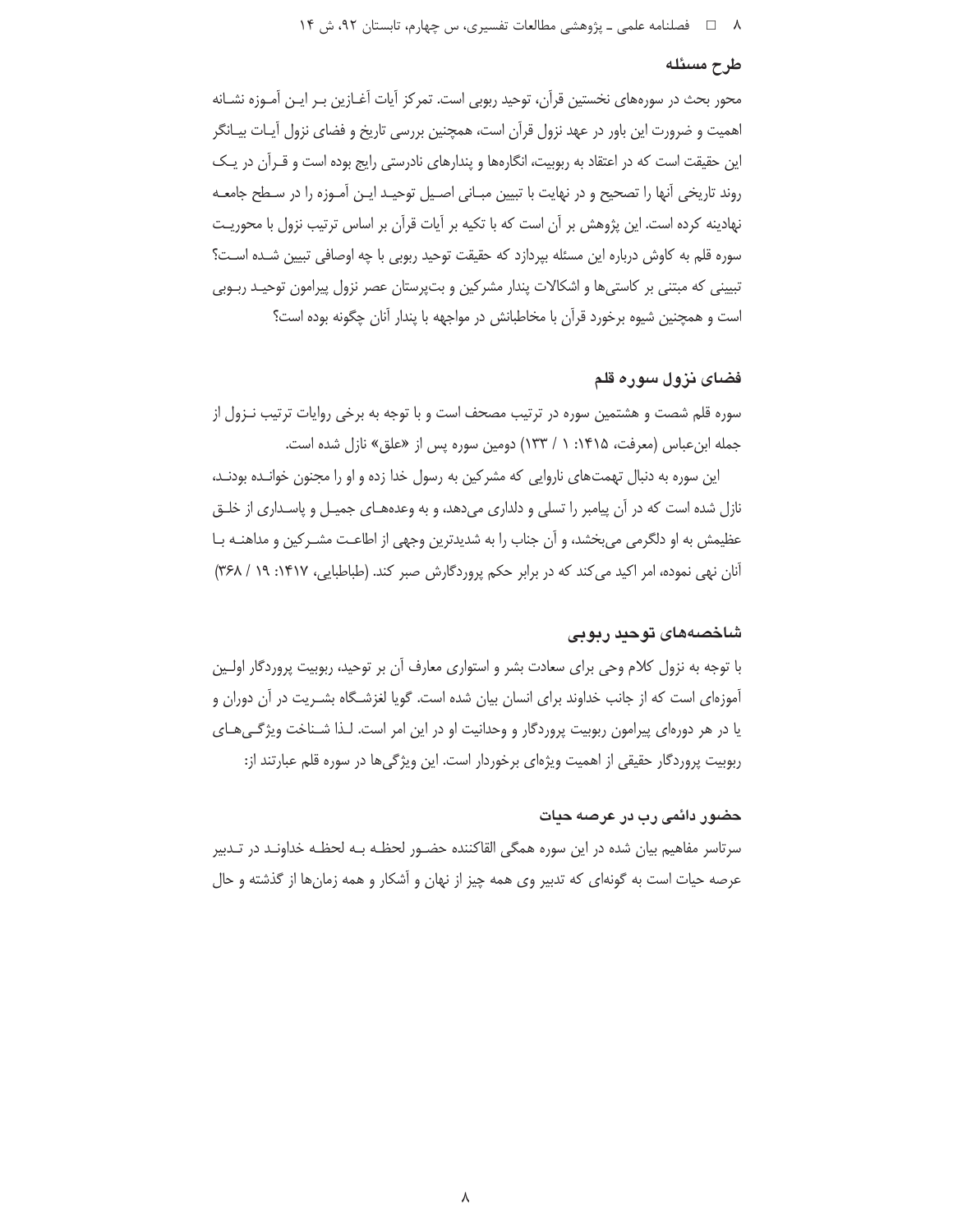## طرح مسئله

محور بحث در سوره‌های نخستین قرآن، توحید ربوبی است. تمرکز آیات آغازین بر این آموزه نشانه اهمیت و ضرورت این باور در عهد نزول قرآن است، همچنین بررسی تاریخ و فضای نزول آیات بیانگر این حقیقت است که در اعتقاد به ربوبیت، انگاره‌ها و پندارهای نادرستی رایج بوده است و قرآن در یک روند تاریخی آنها را تصحیح و در نهایت با تبیین مبانی اصیل توحید این آموزه را در سطح جامعه نهادینه کرده است. این پژوهش بر آن است که با تکیه بر آیات قرآن بر اساس ترتیب نزول با محوریت سوره قلم به کاوش درباره این مسئله بپردازد که حقیقت توحید ربوبی با چه اوصافی تبیین شده است؟ تبیینی که مبتنی بر کاستی‌ها و اشکالات پندار مشرکین و بت‌پرستان عصر نزول پیرامون توحید ربوبی است و همچنین شیوه برخورد قرآن با مخاطبانش در مواجهه با پندار آنان چگونه بوده است؟

## فضای نزول سوره قلم

سوره قلم شصت و هشتمین سوره در ترتیب مصحف است و با توجه به برخی روایات ترتیب نزول از جمله ابن‌عباس (معرفت، ۱۴۱۵: ۱ / ۱۳۳) دومین سوره پس از «علق» نازل شده است.

این سوره به دنبال تهمت‌های ناروایی که مشرکین به رسول خدا زده و او را مجنون خوانده بودند، نازل شده است که در آن پیامبر را تسلی و دلداری می‌دهد، و به وعده‌های جمیل و پاسداری از خلق عظیمش به او دلگرمی می‌بخشد، و آن جناب را به شدیدترین وجهی از اطاعت مشرکین و مداهنه با آنان نهی نموده، امر اکید می‌کند که در برابر حکم پروردگارش صبر کند. (طباطبایی، ۱۴۱۷: ۱۹ / ۳۶۸)

## شاخصه‌های توحید ربوبی

با توجه به نزول کلام وحی برای سعادت بشر و استواری معارف آن بر توحید، ربوبیت پروردگار اولین آموزه‌ای است که از جانب خداوند برای انسان بیان شده است. گویا لغزشگاه بشریت در آن دوران و یا در هر دوره‌ای پیرامون ربوبیت پروردگار و وحدانیت او در این امر است. لذا شناخت ویژگی‌های ربوبیت پروردگار حقیقی از اهمیت ویژه‌ای برخوردار است. این ویژگی‌ها در سوره قلم عبارتند از:

### حضور دائمی رب در عرصه حیات

سرتاسر مفاهیم بیان شده در این سوره همگی القاکننده حضور لحظه به لحظه خداوند در تدبیر عرصه حیات است به گونه‌ای که تدبیر وی همه چیز از نهان و آشکار و همه زمان‌ها از گذشته و حال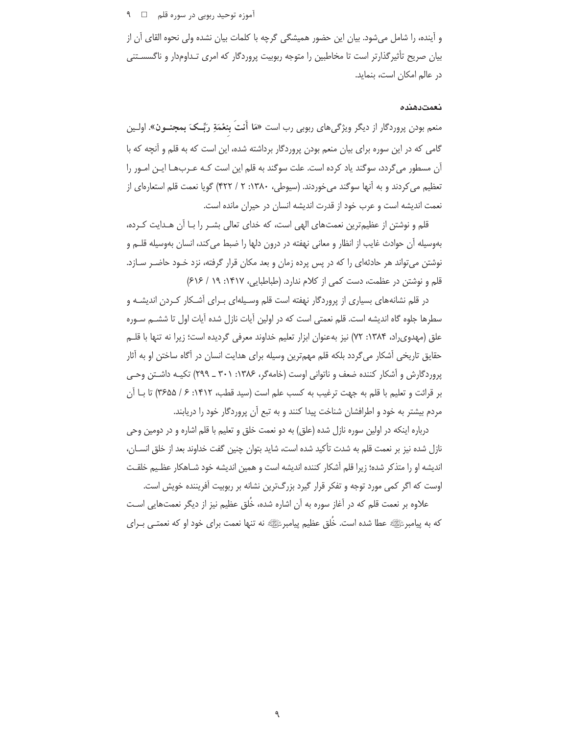و آینده، را شامل می‌شود. بیان این حضور همیشگی گرچه با کلمات بیان نشده ولی نحوه القای آن از بیان صریح تأثیرگذارتر است تا مخاطبین را متوجه ربوبیت پروردگار که امری تـداوم‌دار و ناگسستنی در عالم امکان است، بنماید.

### نعمت‌دهنده

منعم بودن پروردگار از دیگر ویژگی‌های ربوبی رب است «**مَا أَنتَ بِنعْمَةِ رَبِّکَ بمجنـون**». اولـین گامی که در این سوره برای بیان منعم بودن پروردگار برداشته شده، این است که به قلم و آنچه که با آن مسطور می‌گردد، سوگند یاد کرده است. علت سوگند به قلم این است کـه عـرب‌هـا ایـن امـور را تعظیم می‌کردند و به آنها سوگند می‌خوردند. (سیوطی، ۱۳۸۰: ۲ / ۴۲۲) گویا نعمت قلم استعاره‌ای از نعمت اندیشه است و عرب خود از قدرت اندیشه انسان در حیران مانده است.

قلم و نوشتن از عظیم‌ترین نعمت‌های الهی است، که خدای تعالی بشـر را بـا آن هـدایت کـرده، به‌وسیله آن حوادث غایب از انظار و معانی نهفته در درون دلها را ضبط می‌کند، انسان به‌وسیله قلـم و نوشتن می‌تواند هر حادثه‌ای را که در پس پرده زمان و بعد مکان قرار گرفته، نزد خـود حاضـر سـازد. قلم و نوشتن در عظمت، دست کمی از کلام ندارد. (طباطبایی، ۱۴۱۷: ۱۹ / ۶۱۶)

در قلم نشانه‌های بسیاری از پروردگار نهفته است قلم وسـیله‌ای بـرای آشـکار کـردن اندیشـه و سطرها جلوه گاه اندیشه است. قلم نعمتی است که در اولین آیات نازل شده آیات اول تا ششـم سـوره علق (مهدوی‌راد، ۱۳۸۴: ۷۲) نیز به‌عنوان ابزار تعلیم خداوند معرفی گردیده است؛ زیرا نه تنها با قلـم حقایق تاریخی آشکار می‌گردد بلکه قلم مهم‌ترین وسیله برای هدایت انسان در آگاه ساختن او به آثار پروردگارش و آشکار کننده ضعف و ناتوانی اوست (خامه‌گر، ۱۳۸۶: ۳۰۱ ـ ۲۹۹) تکیـه داشـتن وحـی بر قرائت و تعلیم با قلم به جهت ترغیب به کسب علم است (سید قطب، ۱۴۱۲: ۶ / ۳۶۵۵) تا بـا آن مردم بیشتر به خود و اطرافشان شناخت پیدا کنند و به تبع آن پروردگار خود را دریابند.

درباره اینکه در اولین سوره نازل شده (علق) به دو نعمت خلق و تعلیم با قلم اشاره و در دومین وحی نازل شده نیز بر نعمت قلم به شدت تأکید شده است، شاید بتوان چنین گفت خداوند بعد از خلق انسـان، اندیشه او را متذکر شده؛ زیرا قلم آشکار کننده اندیشه است و همین اندیشه خود شـاهکار عظـیم خلقـت اوست که اگر کمی مورد توجه و تفکر قرار گیرد بزرگ‌ترین نشانه بر ربوبیت آفریننده خویش است.

علاوه بر نعمت قلم که در آغاز سوره به آن اشاره شده، خُلق عظیم نیز از دیگر نعمت‌هایی اسـت که به پیامبرﷺ عطا شده است. خُلق عظیم پیامبرﷺ نه تنها نعمت برای خود او که نعمتـی بـرای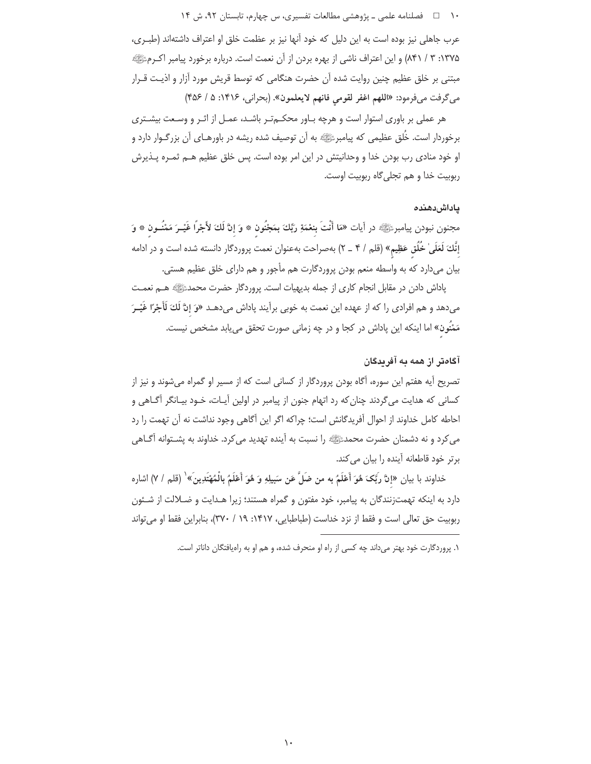عرب جاهلی نیز بوده است به این دلیل که خود آنها نیز بر عظمت خلق او اعتراف داشته‌اند (طبری، ۱۳۷۵: ۳ / ۸۴۱) و این اعتراف ناشی از بهره بردن از آن نعمت است. درباره برخورد پیامبر اکرمﷺ مبتنی بر خلق عظیم چنین روایت شده آن حضرت هنگامی که توسط قریش مورد آزار و اذیت قرار می‌گرفت می‌فرمود: «**اللهم اغفر لقومي فانهم لايعلمون**». (بحرانی، ۱۴۱۶: ۵ / ۴۵۶)

هر عملی بر باوری استوار است و هرچه باور محکم‌تر باشد، عمل از اثر و وسعت بیشتری برخوردار است. خُلق عظیمی که پیامبرﷺ به آن توصیف شده ریشه در باورهای آن بزرگوار دارد و او خود منادی رب بودن خدا و وحدانیتش در این امر بوده است. پس خلق عظیم هم ثمره پذیرش ربوبیت خدا و هم تجلی‌گاه ربوبیت اوست.

### پاداش‌دهنده

مجنون نبودن پیامبرﷺ در آیات «**مَا أَنْتَ بِنِعْمَةِ رَبِّكَ بِمَجْنُونٍ * وَ إِنَّ لَكَ لأَجْرًا غَيْرَ مَمْنُونٍ * وَ إِنَّكَ لَعَلَىٰ خُلُقٍ عَظِيمٍ**» (قلم / ۴ ـ ۲) به‌صراحت به‌عنوان نعمت پروردگار دانسته شده است و در ادامه بیان می‌دارد که به واسطه منعم بودن پروردگارت هم مأجور و هم دارای خلق عظیم هستی.

پاداش دادن در مقابل انجام کاری از جمله بدیهیات است. پروردگار حضرت محمدﷺ هم نعمت می‌دهد و هم افرادی را که از عهده این نعمت به خوبی برآیند پاداش می‌دهد «**وَ إِنَّ لَكَ لَأَجْرًا غَيْرَ مَمْنُونٍ**» اما اینکه این پاداش در کجا و در چه زمانی صورت تحقق می‌یابد مشخص نیست.

### آگاه‌تر از همه به آفریدگان

تصریح آیه هفتم این سوره، آگاه بودن پروردگار از کسانی است که از مسیر او گمراه می‌شوند و نیز از کسانی که هدایت می‌گردند چنان‌که رد اتهام جنون از پیامبر در اولین آیات، خود بیانگر آگاهی و احاطه کامل خداوند از احوال آفریدگانش است؛ چراکه اگر این آگاهی وجود نداشت نه آن تهمت را رد می‌کرد و نه دشمنان حضرت محمدﷺ را نسبت به آینده تهدید می‌کرد. خداوند به پشتوانه آگاهی برتر خود قاطعانه آینده را بیان می‌کند.

خداوند با بیان «**إِنَّ رَبَّكَ هُوَ أَعْلَمُ به من ضَلَّ عَن سَبِيلِهِ وَ هُوَ أَعْلَمُ بِالْمُهْتَدِينَ**»[۱] (قلم / ۷) اشاره دارد به اینکه تهمت‌زنندگان به پیامبر، خود مفتون و گمراه هستند؛ زیرا هدایت و ضلالت از شئون ربوبیت حق تعالی است و فقط از نزد خداست (طباطبایی، ۱۴۱۷: ۱۹ / ۳۷۰)، بنابراین فقط او می‌تواند

---

۱. پروردگارت خود بهتر می‌داند چه کسی از راه او منحرف شده، و هم او به راه‌یافتگان داناتر است.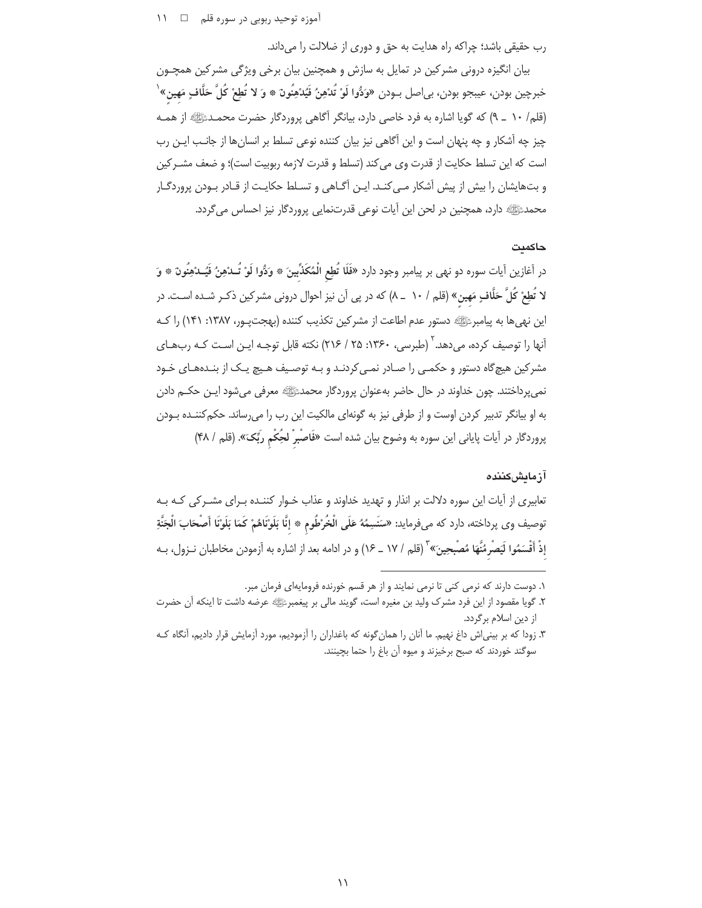رب حقیقی باشد؛ چراکه راه هدایت به حق و دوری از ضلالت را می‌داند.

بیان انگیزه درونی مشرکین در تمایل به سازش و همچنین بیان برخی ویژگی مشرکین همچـون خبرچین بودن، عیبجو بودن، بی‌اصل بـودن «وَدُّوا لَوْ تُدْهِنُ فَيُدْهِنُونَ * وَ لا تُطِعْ كُلَّ حَلَّافٍ مَهِينٍ»[1] (قلم/ ۱۰ ـ ۹) که گویا اشاره به فرد خاصی دارد، بیانگر آگاهی پروردگار حضرت محمـد از همـه چیز چه آشکار و چه پنهان است و این آگاهی نیز بیان کننده نوعی تسلط بر انسان‌ها از جانـب ایـن رب است که این تسلط حکایت از قدرت وی می‌کند (تسلط و قدرت لازمه ربوبیت است)؛ و ضعف مشـرکین و بت‌هایشان را بیش از پیش آشکار مـی‌کنـد. ایـن آگـاهی و تسـلط حکایـت از قـادر بـودن پروردگـار محمد دارد، همچنین در لحن این آیات نوعی قدرت‌نمایی پروردگار نیز احساس می‌گردد.

### حاکمیت

در آغازین آیات سوره دو نهی بر پیامبر وجود دارد «فَلَا تُطِعِ الْمُكَذِّبِينَ * وَدُّوا لَوْ تُـدْهِنُ فَيُـدْهِنُونَ * وَ لا تُطِعْ كُلَّ حَلَّافٍ مَهِينٍ» (قلم / ۱۰ ـ ۸) که در پی آن نیز احوال درونی مشرکین ذکـر شـده اسـت. در این نهی‌ها به پیامبر دستور عدم اطاعت از مشرکین تکذیب کننده (بهجت‌پور، ۱۳۸۷: ۱۴۱) را کـه آنها را توصیف کرده، می‌دهد.[2] (طبرسی، ۱۳۶۰: ۲۵ / ۲۱۶) نکته قابل توجـه ایـن اسـت کـه رب‌هـای مشرکین هیچ‌گاه دستور و حکمـی را صـادر نمـی‌کردنـد و بـه توصـیف هـیچ یـک از بنـده‌هـای خـود نمی‌پرداختند. چون خداوند در حال حاضر به‌عنوان پروردگار محمد معرفی می‌شود ایـن حکـم دادن به او بیانگر تدبیر کردن اوست و از طرفی نیز به گونه‌ای مالکیت این رب را می‌رساند. حکم‌کننـده بـودن پروردگار در آیات پایانی این سوره به وضوح بیان شده است «فَاصْبِرْ لِحُكْمِ رَبِّكَ». (قلم / ۴۸)

### آزمایش‌کننده

تعابیری از آیات این سوره دلالت بر انذار و تهدید خداوند و عذاب خـوار کننـده بـرای مشـرکی کـه بـه توصیف وی پرداخته، دارد که می‌فرماید: «سَنَسِمُهُ عَلَى الْخُرْطُومِ * إِنَّا بَلَوْنَاهُمْ كَمَا بَلَوْنَا أَصْحَابَ الْجَنَّةِ إِذْ أَقْسَمُوا لَيَصْرِمُنَّهَا مُصْبِحِينَ»[3] (قلم / ۱۷ ـ ۱۶) و در ادامه بعد از اشاره به آزمودن مخاطبان نـزول، بـه

---

۱. دوست دارند که نرمی کنی تا نرمی نمایند و از هر قسم خورنده فرومایه‌ای فرمان مبر.

۲. گویا مقصود از این فرد مشرک ولید بن مغیره است، گویند مالی بر پیغمبر عرضه داشت تا اینکه آن حضرت از دین اسلام برگردد.

۳. زودا که بر بینی‌اش داغ نهیم. ما آنان را همان‌گونه که باغداران را آزمودیم، مورد آزمایش قرار دادیم، آنگاه کـه سوگند خوردند که صبح برخیزند و میوه آن باغ را حتما بچینند.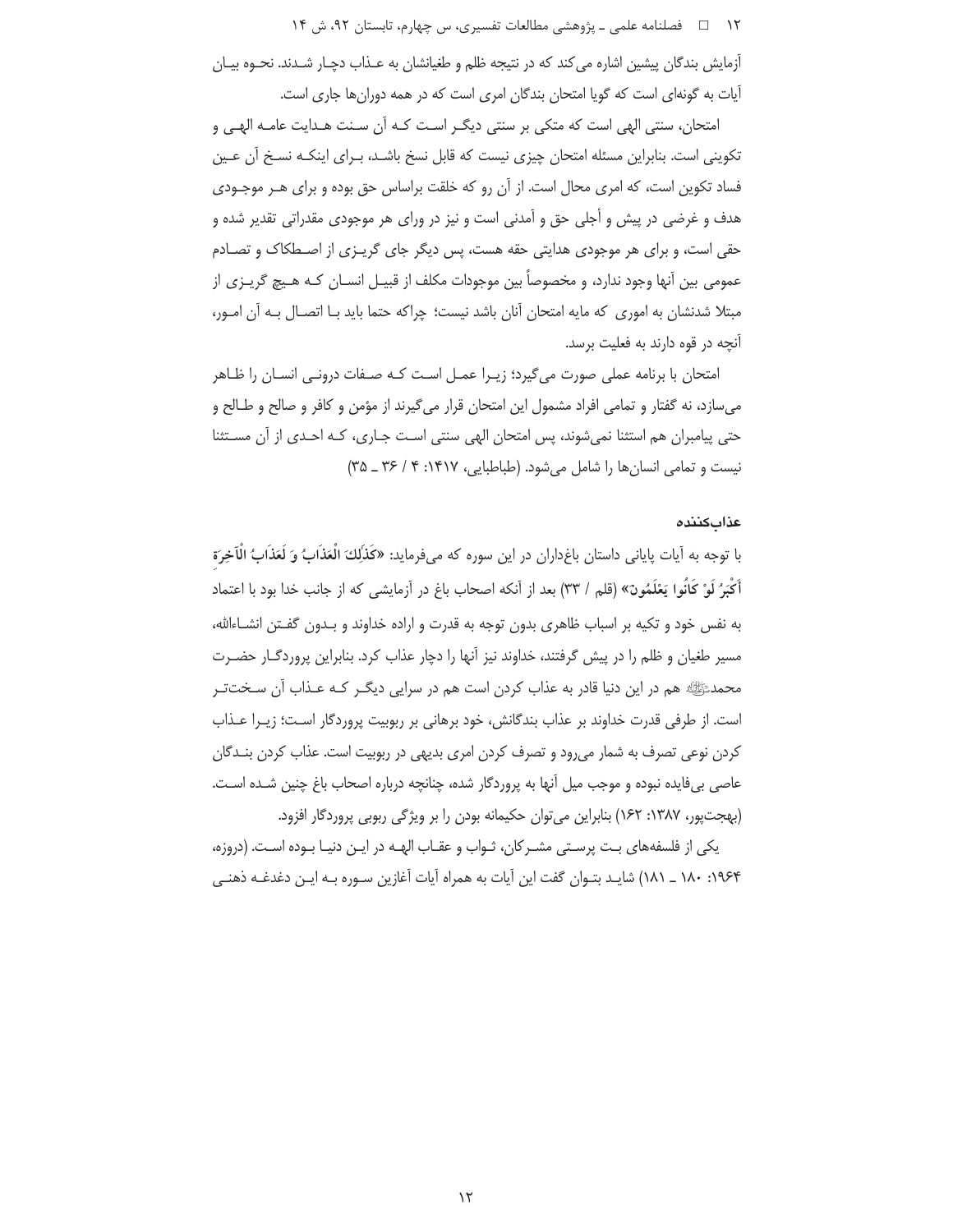آزمایش بندگان پیشین اشاره می‌کند که در نتیجه ظلم و طغیانشان به عـذاب دچـار شـدند. نحـوه بیـان آیات به گونه‌ای است که گویا امتحان بندگان امری است که در همه دوران‌ها جاری است.

امتحان، سنتی الهی است که متکی بر سنتی دیگـر اسـت کـه آن سـنت هـدایت عامـه الهـی و تکوینی است. بنابراین مسئله امتحان چیزی نیست که قابل نسخ باشـد، بـرای اینکـه نسـخ آن عـین فساد تکوین است، که امری محال است. از آن رو که خلقت براساس حق بوده و برای هـر موجـودی هدف و غرضی در پیش و أجلی حق و آمدنی است و نیز در ورای هر موجودی مقدراتی تقدیر شده و حقی است، و برای هر موجودی هدایتی حقه هست، پس دیگر جای گریـزی از اصـطکاک و تصـادم عمومی بین آنها وجود ندارد، و مخصوصاً بین موجودات مکلف از قبیـل انسـان کـه هـیچ گریـزی از مبتلا شدنشان به اموری که مایه امتحان آنان باشد نیست؛ چراکه حتما باید بـا اتصـال بـه آن امـور، آنچه در قوه دارند به فعلیت برسد.

امتحان با برنامه عملی صورت می‌گیرد؛ زیـرا عمـل اسـت کـه صـفات درونـی انسـان را ظـاهر می‌سازد، نه گفتار و تمامی افراد مشمول این امتحان قرار می‌گیرند از مؤمن و کافر و صالح و طـالح و حتی پیامبران هم استثنا نمی‌شوند، پس امتحان الهی سنتی اسـت جـاری، کـه احـدی از آن مسـتثنا نیست و تمامی انسان‌ها را شامل می‌شود. (طباطبایی، ۱۴۱۷: ۴ / ۳۶ ـ ۳۵)

### عذاب‌کننده

با توجه به آیات پایانی داستان باغداران در این سوره که می‌فرماید: «**كَذَٰلِكَ الْعَذَابُ وَ لَعَذَابُ الْآخِرَةِ أَكْبَرُ لَوْ كَانُوا يَعْلَمُونَ**» (قلم / ۳۳) بعد از آنکه اصحاب باغ در آزمایشی که از جانب خدا بود با اعتماد به نفس خود و تکیه بر اسباب ظاهری بدون توجه به قدرت و اراده خداوند و بـدون گفـتن انشـاءالله، مسیر طغیان و ظلم را در پیش گرفتند، خداوند نیز آنها را دچار عذاب کرد. بنابراین پروردگـار حضـرت محمدﷺ هم در این دنیا قادر به عذاب کردن است هم در سرایی دیگـر کـه عـذاب آن سـخت‌تـر است. از طرفی قدرت خداوند بر عذاب بندگانش، خود برهانی بر ربوبیت پروردگار اسـت؛ زیـرا عـذاب کردن نوعی تصرف به شمار می‌رود و تصرف کردن امری بدیهی در ربوبیت است. عذاب کردن بنـدگان عاصی بی‌فایده نبوده و موجب میل آنها به پروردگار شده، چنانچه درباره اصحاب باغ چنین شـده اسـت. (بهجت‌پور، ۱۳۸۷: ۱۶۲) بنابراین می‌توان حکیمانه بودن را بر ویژگی ربوبی پروردگار افزود.

یکی از فلسفه‌های بـت پرسـتی مشـرکان، ثـواب و عقـاب الهـه در ایـن دنیـا بـوده اسـت. (دروزه، ۱۹۶۴: ۱۸۰ ـ ۱۸۱) شایـد بتـوان گفت این آیات به همراه آیات آغازین سـوره بـه ایـن دغدغـه ذهنـی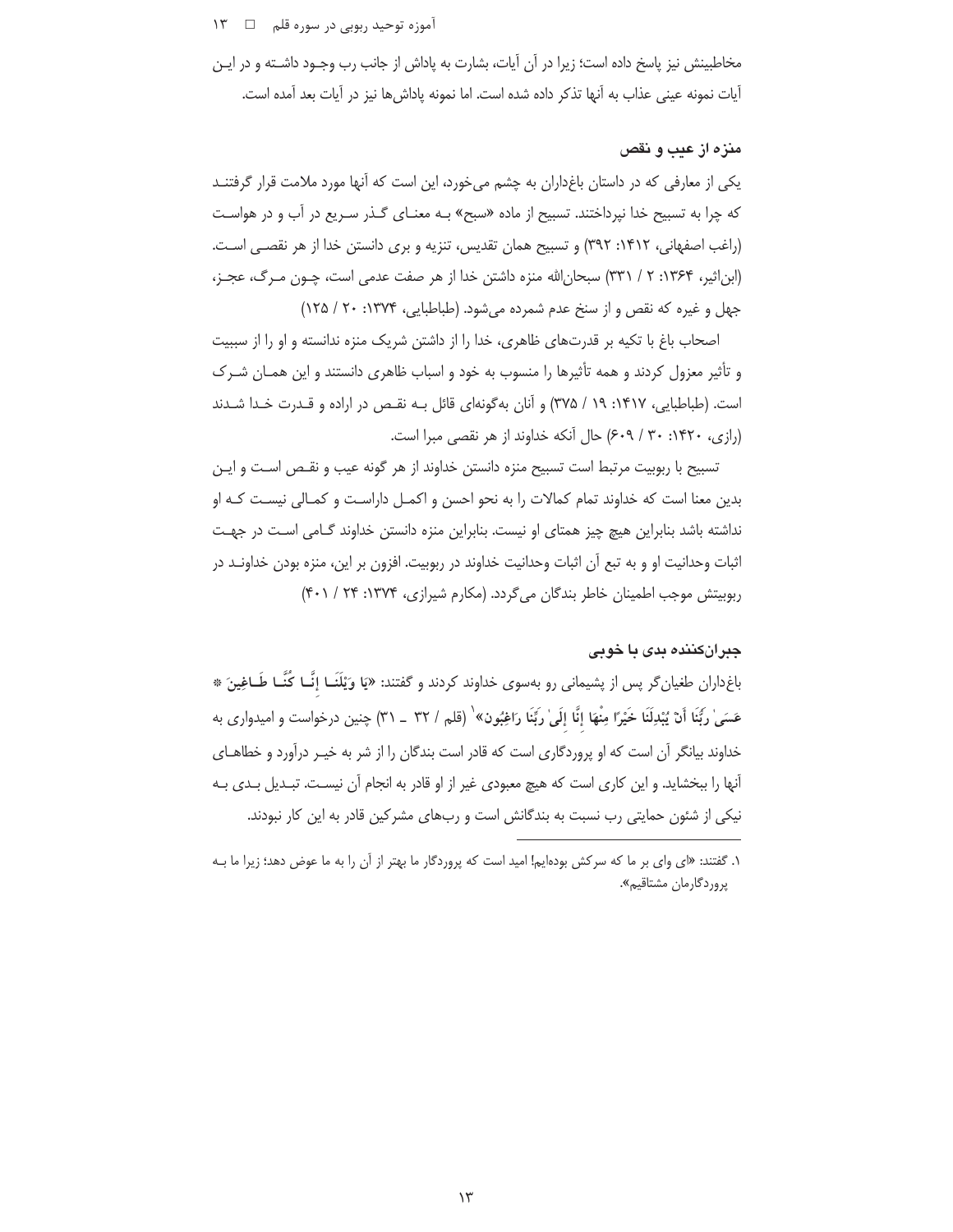مخاطبینش نیز پاسخ داده است؛ زیرا در آن آیات، بشارت به پاداش از جانب رب وجـود داشـته و در ایـن آیات نمونه عینی عذاب به آنها تذکر داده شده است. اما نمونه پاداش‌ها نیز در آیات بعد آمده است.

### منزه از عیب و نقص

یکی از معارفی که در داستان باغداران به چشم می‌خورد، این است که آنها مورد ملامت قرار گرفتنـد که چرا به تسبیح خدا نپرداختند. تسبیح از ماده «سبح» بـه معنـای گـذر سـریع در آب و در هواسـت (راغب اصفهانی، ۱۴۱۲: ۳۹۲) و تسبیح همان تقدیس، تنزیه و بری دانستن خدا از هر نقصـی اسـت. (ابن‌اثیر، ۱۳۶۴: ۲ / ۳۳۱) سبحان‌الله منزه داشتن خدا از هر صفت عدمی است، چـون مـرگ، عجـز، جهل و غیره که نقص و از سنخ عدم شمرده می‌شود. (طباطبایی، ۱۳۷۴: ۲۰ / ۱۲۵)

اصحاب باغ با تکیه بر قدرت‌های ظاهری، خدا را از داشتن شریک منزه ندانسته و او را از سببیت و تأثیر معزول کردند و همه تأثیرها را منسوب به خود و اسباب ظاهری دانستند و این همـان شـرک است. (طباطبایی، ۱۴۱۷: ۱۹ / ۳۷۵) و آنان به‌گونه‌ای قائل بـه نقـص در اراده و قـدرت خـدا شـدند (رازی، ۱۴۲۰: ۳۰ / ۶۰۹) حال آنکه خداوند از هر نقصی مبرا است.

تسبیح با ربوبیت مرتبط است تسبیح منزه دانستن خداوند از هر گونه عیب و نقـص اسـت و ایـن بدین معنا است که خداوند تمام کمالات را به نحو احسن و اکمـل داراسـت و کمـالی نیسـت کـه او نداشته باشد بنابراین هیچ چیز همتای او نیست. بنابراین منزه دانستن خداوند گـامی اسـت در جهـت اثبات وحدانیت او و به تبع آن اثبات وحدانیت خداوند در ربوبیت. افزون بر این، منزه بودن خداونـد در ربوبیتش موجب اطمینان خاطر بندگان می‌گردد. (مکارم شیرازی، ۱۳۷۴: ۲۴ / ۴۰۱)

### جبران‌کننده بدی با خوبی

باغداران طغیان‌گر پس از پشیمانی رو به‌سوی خداوند کردند و گفتند: «**یَا وَیْلَنَا إِنَّا کُنَّا طَاغِینَ * عَسَىٰ رَبُّنَا أَنْ یُبْدِلَنَا خَیْرًا مِنْهَا إِنَّا إِلَىٰ رَبِّنَا رَاغِبُونَ**»[1] (قلم / ۳۲ ـ ۳۱) چنین درخواست و امیدواری به خداوند بیانگر آن است که او پروردگاری است که قادر است بندگان را از شر به خیـر درآورد و خطاهـای آنها را ببخشاید. و این کاری است که هیچ معبودی غیر از او قادر به انجام آن نیسـت. تبـدیل بـدی بـه نیکی از شئون حمایتی رب نسبت به بندگانش است و رب‌های مشرکین قادر به این کار نبودند.

---

۱. گفتند: «ای وای بر ما که سرکش بوده‌ایم! امید است که پروردگار ما بهتر از آن را به ما عوض دهد؛ زیرا ما بـه پروردگارمان مشتاقیم».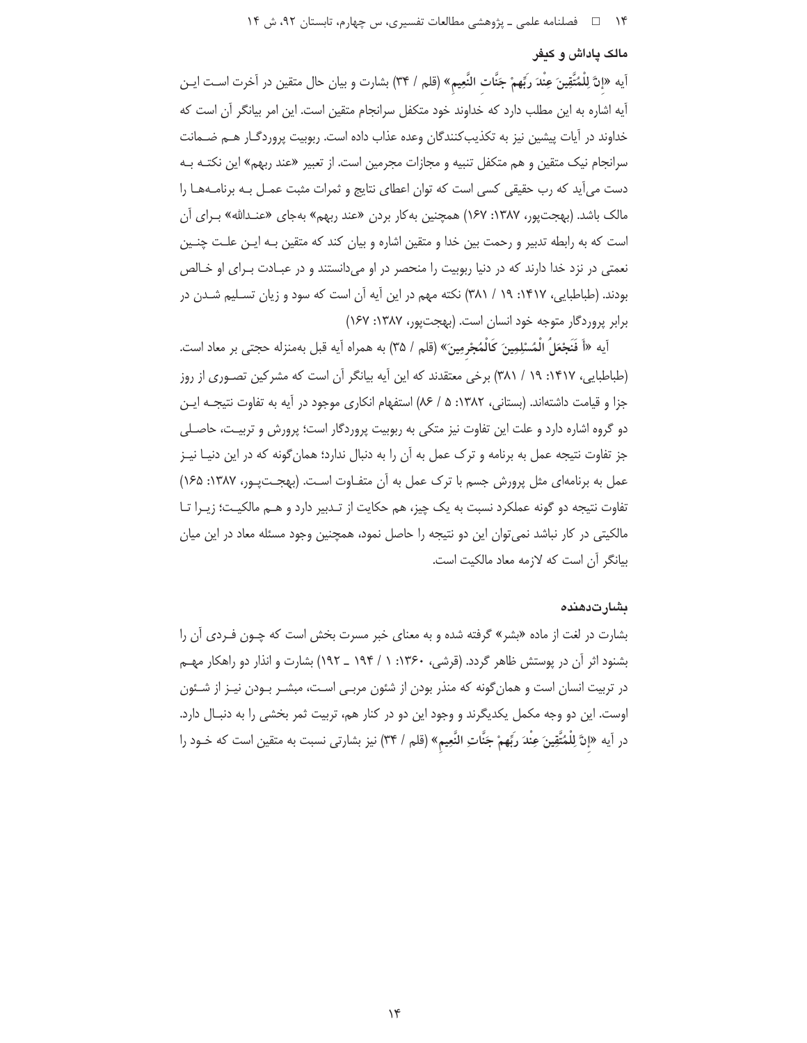### مالک پاداش و کیفر

آیه «إِنَّ لِلْمُتَّقِينَ عِنْدَ رَبِّهِمْ جَنَّاتِ النَّعِيمِ» (قلم / ۳۴) بشارت و بیان حال متقین در آخرت است این آیه اشاره به این مطلب دارد که خداوند خود متکفل سرانجام متقین است. این امر بیانگر آن است که خداوند در آیات پیشین نیز به تکذیب‌کنندگان وعده عذاب داده است. ربوبیت پروردگار هم ضمانت سرانجام نیک متقین و هم متکفل تنبیه و مجازات مجرمین است. از تعبیر «عند ربهم» این نکته به دست می‌آید که رب حقیقی کسی است که توان اعطای نتایج و ثمرات مثبت عمل به برنامه‌ها را مالک باشد. (بهجت‌پور، ۱۳۸۷: ۱۶۷) همچنین به‌کار بردن «عند ربهم» به‌جای «عندالله» برای آن است که به رابطه تدبیر و رحمت بین خدا و متقین اشاره و بیان کند که متقین به این علت چنین نعمتی در نزد خدا دارند که در دنیا ربوبیت را منحصر در او می‌دانستند و در عبادت برای او خالص بودند. (طباطبایی، ۱۴۱۷: ۱۹ / ۳۸۱) نکته مهم در این آیه آن است که سود و زیان تسلیم شدن در برابر پروردگار متوجه خود انسان است. (بهجت‌پور، ۱۳۸۷: ۱۶۷)

آیه «أَ فَنَجْعَلُ الْمُسْلِمِينَ كَالْمُجْرِمِينَ» (قلم / ۳۵) به همراه آیه قبل به‌منزله حجتی بر معاد است. (طباطبایی، ۱۴۱۷: ۱۹ / ۳۸۱) برخی معتقدند که این آیه بیانگر آن است که مشرکین تصوری از روز جزا و قیامت داشته‌اند. (بستانی، ۱۳۸۲: ۵ / ۸۶) استفهام انکاری موجود در آیه به تفاوت نتیجه این دو گروه اشاره دارد و علت این تفاوت نیز متکی به ربوبیت پروردگار است؛ پرورش و تربیت، حاصلی جز تفاوت نتیجه عمل به برنامه و ترک عمل به آن را به دنبال ندارد؛ همان‌گونه که در این دنیا نیز عمل به برنامه‌ای مثل پرورش جسم با ترک عمل به آن متفاوت است. (بهجت‌پور، ۱۳۸۷: ۱۶۵) تفاوت نتیجه دو گونه عملکرد نسبت به یک چیز، هم حکایت از تدبیر دارد و هم مالکیت؛ زیرا تا مالکیتی در کار نباشد نمی‌توان این دو نتیجه را حاصل نمود، همچنین وجود مسئله معاد در این میان بیانگر آن است که لازمه معاد مالکیت است.

### بشارت‌دهنده

بشارت در لغت از ماده «بشر» گرفته شده و به معنای خبر مسرت بخش است که چون فردی آن را بشنود اثر آن در پوستش ظاهر گردد. (قرشی، ۱۳۶۰: ۱ / ۱۹۴ ـ ۱۹۲) بشارت و انذار دو راهکار مهم در تربیت انسان است و همان‌گونه که منذر بودن از شئون مربی است، مبشر بودن نیز از شئون اوست. این دو وجه مکمل یکدیگرند و وجود این دو در کنار هم، تربیت ثمر بخشی را به دنبال دارد. در آیه «إِنَّ لِلْمُتَّقِينَ عِنْدَ رَبِّهِمْ جَنَّاتِ النَّعِيمِ» (قلم / ۳۴) نیز بشارتی نسبت به متقین است که خود را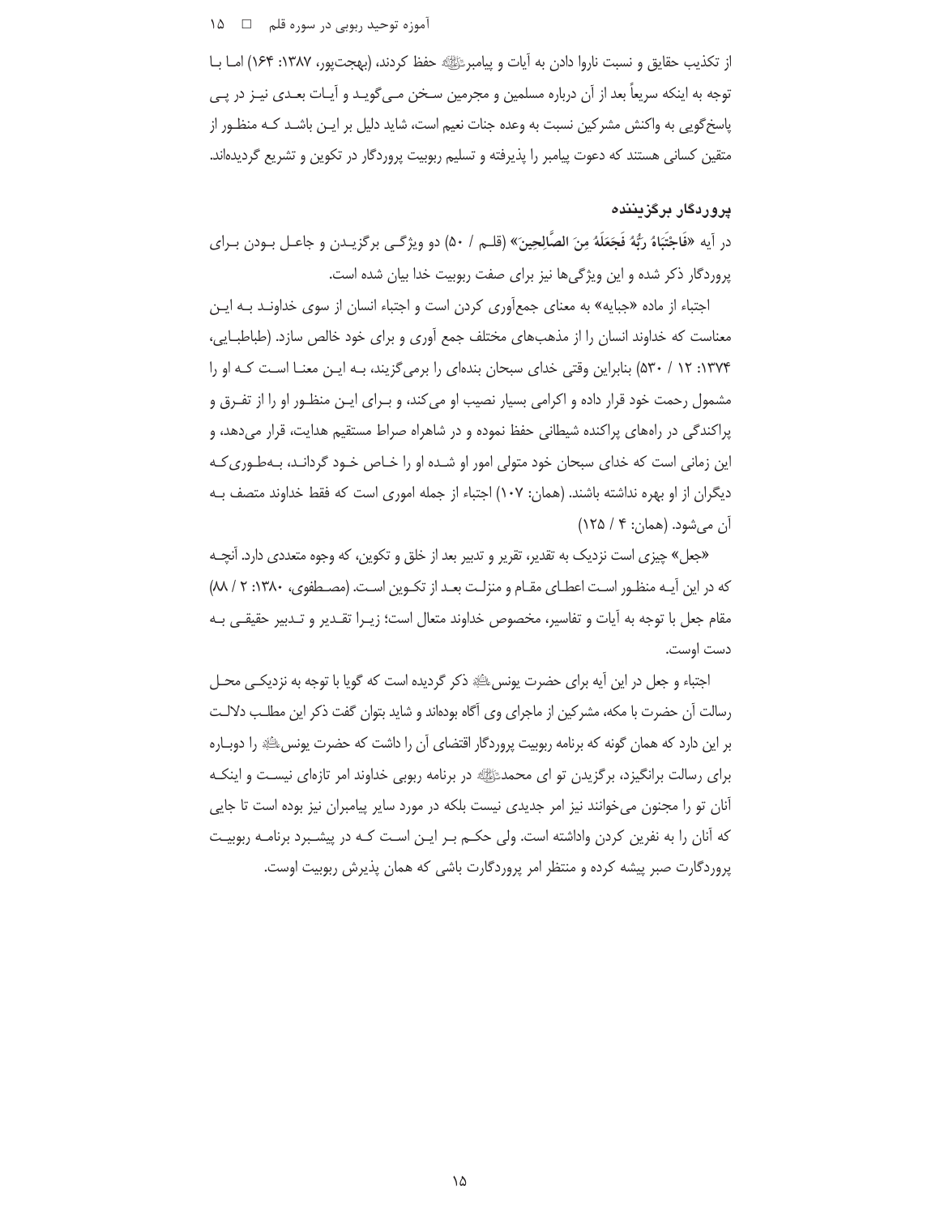از تکذیب حقایق و نسبت ناروا دادن به آیات و پیامبرﷺ حفظ کردند، (بهجت‌پور، ۱۳۸۷: ۱۶۴) اما با توجه به اینکه سریعاً بعد از آن درباره مسلمین و مجرمین سخن می‌گوید و آیات بعدی نیز در پی پاسخ‌گویی به واکنش مشرکین نسبت به وعده جنات نعیم است، شاید دلیل بر این باشد که منظور از متقین کسانی هستند که دعوت پیامبر را پذیرفته و تسلیم ربوبیت پروردگار در تکوین و تشریع گردیده‌اند.

### پروردگار برگزیننده

در آیه «**فَاجْتَبَاهُ رَبُّهُ فَجَعَلَهُ مِنَ الصَّالِحِينَ**» (قلم / ۵۰) دو ویژگی برگزیدن و جاعل بودن برای پروردگار ذکر شده و این ویژگی‌ها نیز برای صفت ربوبیت خدا بیان شده است.

اجتباء از ماده «جبایه» به معنای جمع‌آوری کردن است و اجتباء انسان از سوی خداوند به این معناست که خداوند انسان را از مذهب‌های مختلف جمع آوری و برای خود خالص سازد. (طباطبایی، ۱۳۷۴: ۱۲ / ۵۳۰) بنابراین وقتی خدای سبحان بنده‌ای را برمی‌گزیند، به این معنا است که او را مشمول رحمت خود قرار داده و اکرامی بسیار نصیب او می‌کند، و برای این منظور او را از تفرق و پراکندگی در راه‌های پراکنده شیطانی حفظ نموده و در شاهراه صراط مستقیم هدایت، قرار می‌دهد، و این زمانی است که خدای سبحان خود متولی امور او شده او را خاص خود گرداند، به‌طوری‌که دیگران از او بهره نداشته باشند. (همان: ۱۰۷) اجتباء از جمله اموری است که فقط خداوند متصف به آن می‌شود. (همان: ۴ / ۱۲۵)

«جعل» چیزی است نزدیک به تقدیر، تقریر و تدبیر بعد از خلق و تکوین، که وجوه متعددی دارد. آنچه که در این آیه منظور است اعطای مقام و منزلت بعد از تکوین است. (مصطفوی، ۱۳۸۰: ۲ / ۸۸) مقام جعل با توجه به آیات و تفاسیر، مخصوص خداوند متعال است؛ زیرا تقدیر و تدبیر حقیقی به دست اوست.

اجتباء و جعل در این آیه برای حضرت یونس‌ؑ ذکر گردیده است که گویا با توجه به نزدیکی محل رسالت آن حضرت با مکه، مشرکین از ماجرای وی آگاه بوده‌اند و شاید بتوان گفت ذکر این مطلب دلالت بر این دارد که همان گونه که برنامه ربوبیت پروردگار اقتضای آن را داشت که حضرت یونس‌ؑ را دوباره برای رسالت برانگیزد، برگزیدن تو ای محمدﷺ در برنامه ربوبی خداوند امر تازه‌ای نیست و اینکه آنان تو را مجنون می‌خوانند نیز امر جدیدی نیست بلکه در مورد سایر پیامبران نیز بوده است تا جایی که آنان را به نفرین کردن واداشته است. ولی حکم بر این است که در پیشبرد برنامه ربوبیت پروردگارت صبر پیشه کرده و منتظر امر پروردگارت باشی که همان پذیرش ربوبیت اوست.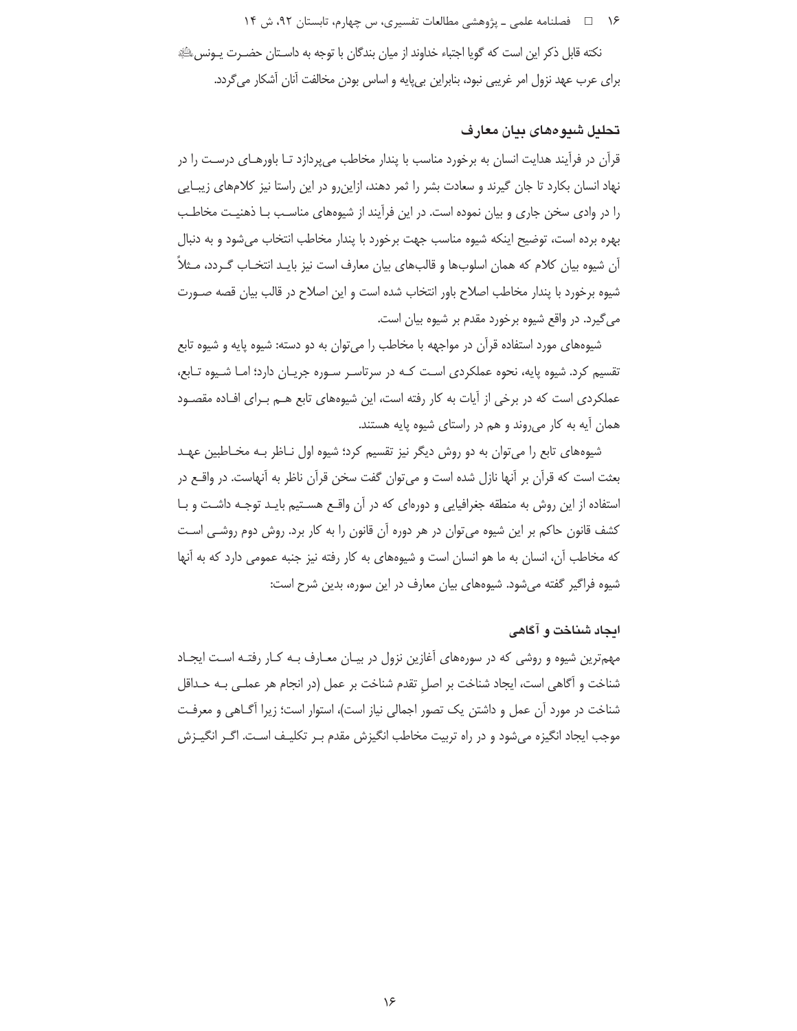نکته قابل ذکر این است که گویا اجتباء خداوند از میان بندگان با توجه به داستان حضرت یونس علیه‌السلام برای عرب عهد نزول امر غریبی نبود، بنابراین بی‌پایه و اساس بودن مخالفت آنان آشکار می‌گردد.

## تحلیل شیوه‌های بیان معارف

قرآن در فرآیند هدایت انسان به برخورد مناسب با پندار مخاطب می‌پردازد تا باورهای درست را در نهاد انسان بکارد تا جان گیرند و سعادت بشر را ثمر دهند، ازاین‌رو در این راستا نیز کلام‌های زیبایی را در وادی سخن جاری و بیان نموده است. در این فرآیند از شیوه‌های مناسب با ذهنیت مخاطب بهره برده است، توضیح اینکه شیوه مناسب جهت برخورد با پندار مخاطب انتخاب می‌شود و به دنبال آن شیوه بیان کلام که همان اسلوب‌ها و قالب‌های بیان معارف است نیز باید انتخاب گردد، مثلاً شیوه برخورد با پندار مخاطب اصلاح باور انتخاب شده است و این اصلاح در قالب بیان قصه صورت می‌گیرد. در واقع شیوه برخورد مقدم بر شیوه بیان است.

شیوه‌های مورد استفاده قرآن در مواجهه با مخاطب را می‌توان به دو دسته: شیوه پایه و شیوه تابع تقسیم کرد. شیوه پایه، نحوه عملکردی است که در سرتاسر سوره جریان دارد؛ اما شیوه تابع، عملکردی است که در برخی از آیات به کار رفته است، این شیوه‌های تابع هم برای افاده مقصود همان آیه به کار می‌روند و هم در راستای شیوه پایه هستند.

شیوه‌های تابع را می‌توان به دو روش دیگر نیز تقسیم کرد؛ شیوه اول ناظر به مخاطبین عهد بعثت است که قرآن بر آنها نازل شده است و می‌توان گفت سخن قرآن ناظر به آنهاست. در واقع در استفاده از این روش به منطقه جغرافیایی و دوره‌ای که در آن واقع هستیم باید توجه داشت و با کشف قانون حاکم بر این شیوه می‌توان در هر دوره آن قانون را به کار برد. روش دوم روشی است که مخاطب آن، انسان به ما هو انسان است و شیوه‌های به کار رفته نیز جنبه عمومی دارد که به آنها شیوه فراگیر گفته می‌شود. شیوه‌های بیان معارف در این سوره، بدین شرح است:

### ایجاد شناخت و آگاهی

مهم‌ترین شیوه و روشی که در سوره‌های آغازین نزول در بیان معارف به کار رفته است ایجاد شناخت و آگاهی است، ایجاد شناخت بر اصلِ تقدم شناخت بر عمل (در انجام هر عملی به حداقل شناخت در مورد آن عمل و داشتن یک تصور اجمالی نیاز است)، استوار است؛ زیرا آگاهی و معرفت موجب ایجاد انگیزه می‌شود و در راه تربیت مخاطب انگیزش مقدم بر تکلیف است. اگر انگیزش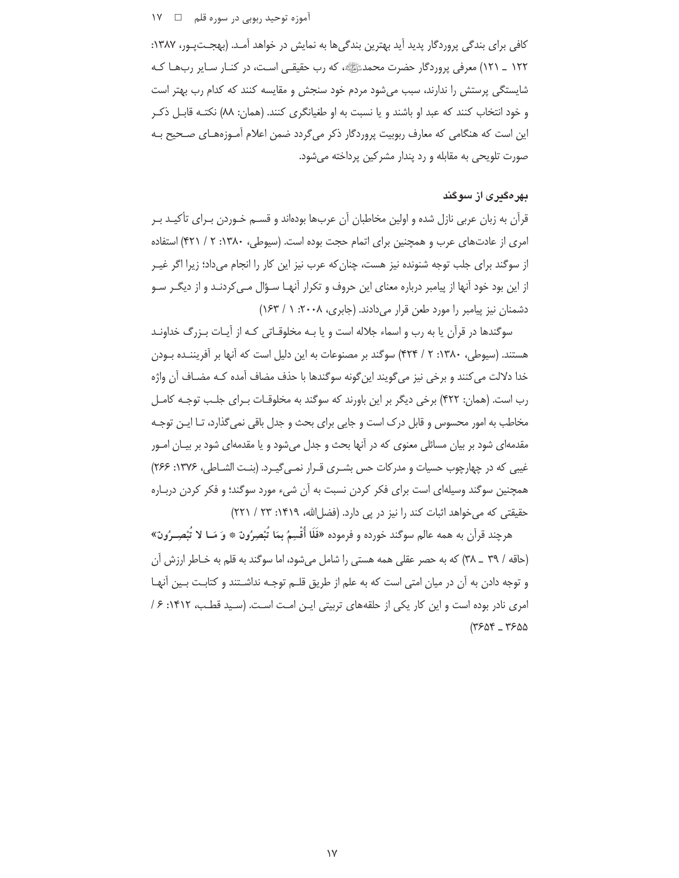کافی برای بندگی پروردگار پدید آید بهترین بندگی‌ها به نمایش در خواهد آمد. (بهجت‌پور، ۱۳۸۷: ۱۲۲ ـ ۱۲۱) معرفی پروردگار حضرت محمدﷺ، که رب حقیقی است، در کنار سایر رب‌ها که شایستگی پرستش را ندارند، سبب می‌شود مردم خود سنجش و مقایسه کنند که کدام رب بهتر است و خود انتخاب کنند که عبد او باشند و یا نسبت به او طغیانگری کنند. (همان: ۸۸) نکته قابل ذکر این است که هنگامی که معارف ربوبیت پروردگار ذکر می‌گردد ضمن اعلام آموزه‌های صحیح به صورت تلویحی به مقابله و رد پندار مشرکین پرداخته می‌شود.

## بهره‌گیری از سوگند

قرآن به زبان عربی نازل شده و اولین مخاطبان آن عرب‌ها بوده‌اند و قسم خوردن برای تأکید بر امری از عادت‌های عرب و همچنین برای اتمام حجت بوده است. (سیوطی، ۱۳۸۰: ۲ / ۴۲۱) استفاده از سوگند برای جلب توجه شنونده نیز هست، چنان‌که عرب نیز این کار را انجام می‌داد؛ زیرا اگر غیر از این بود خود آنها از پیامبر درباره معنای این حروف و تکرار آنها سؤال می‌کردند و از دیگر سو دشمنان نیز پیامبر را مورد طعن قرار می‌دادند. (جابری، ۲۰۰۸: ۱ / ۱۶۳)

سوگندها در قرآن یا به رب و اسماء جلاله است و یا به مخلوقاتی که از آیات بزرگ خداوند هستند. (سیوطی، ۱۳۸۰: ۲ / ۴۲۴) سوگند بر مصنوعات به این دلیل است که آنها بر آفریننده بودن خدا دلالت می‌کنند و برخی نیز می‌گویند این‌گونه سوگندها با حذف مضاف آمده که مضاف آن واژه رب است. (همان: ۴۲۲) برخی دیگر بر این باورند که سوگند به مخلوقات برای جلب توجه کامل مخاطب به امور محسوس و قابل درک است و جایی برای بحث و جدل باقی نمی‌گذارد، تا این توجه مقدمه‌ای شود بر بیان مسائلی معنوی که در آنها بحث و جدل می‌شود و یا مقدمه‌ای شود بر بیان امور غیبی که در چهارچوب حسیات و مدرکات حس بشری قرار نمی‌گیرد. (بنت الشاطی، ۱۳۷۶: ۲۶۶) همچنین سوگند وسیله‌ای است برای فکر کردن نسبت به آن شیء مورد سوگند؛ و فکر کردن درباره حقیقتی که می‌خواهد اثبات کند را نیز در پی دارد. (فضل‌الله، ۱۴۱۹: ۲۳ / ۲۲۱)

هرچند قرآن به همه عالم سوگند خورده و فرموده «**فَلَا أُقْسِمُ بِمَا تُبْصِرُونَ * وَ مَا لا تُبْصِرُونَ**» (حاقه / ۳۹ ـ ۳۸) که به حصر عقلی همه هستی را شامل می‌شود، اما سوگند به قلم به خاطر ارزش آن و توجه دادن به آن در میان امتی است که به علم از طریق قلم توجه نداشتند و کتابت بین آنها امری نادر بوده است و این کار یکی از حلقه‌های تربیتی این امت است. (سید قطب، ۱۴۱۲: ۶ / ۳۶۵۴ ـ ۳۶۵۵)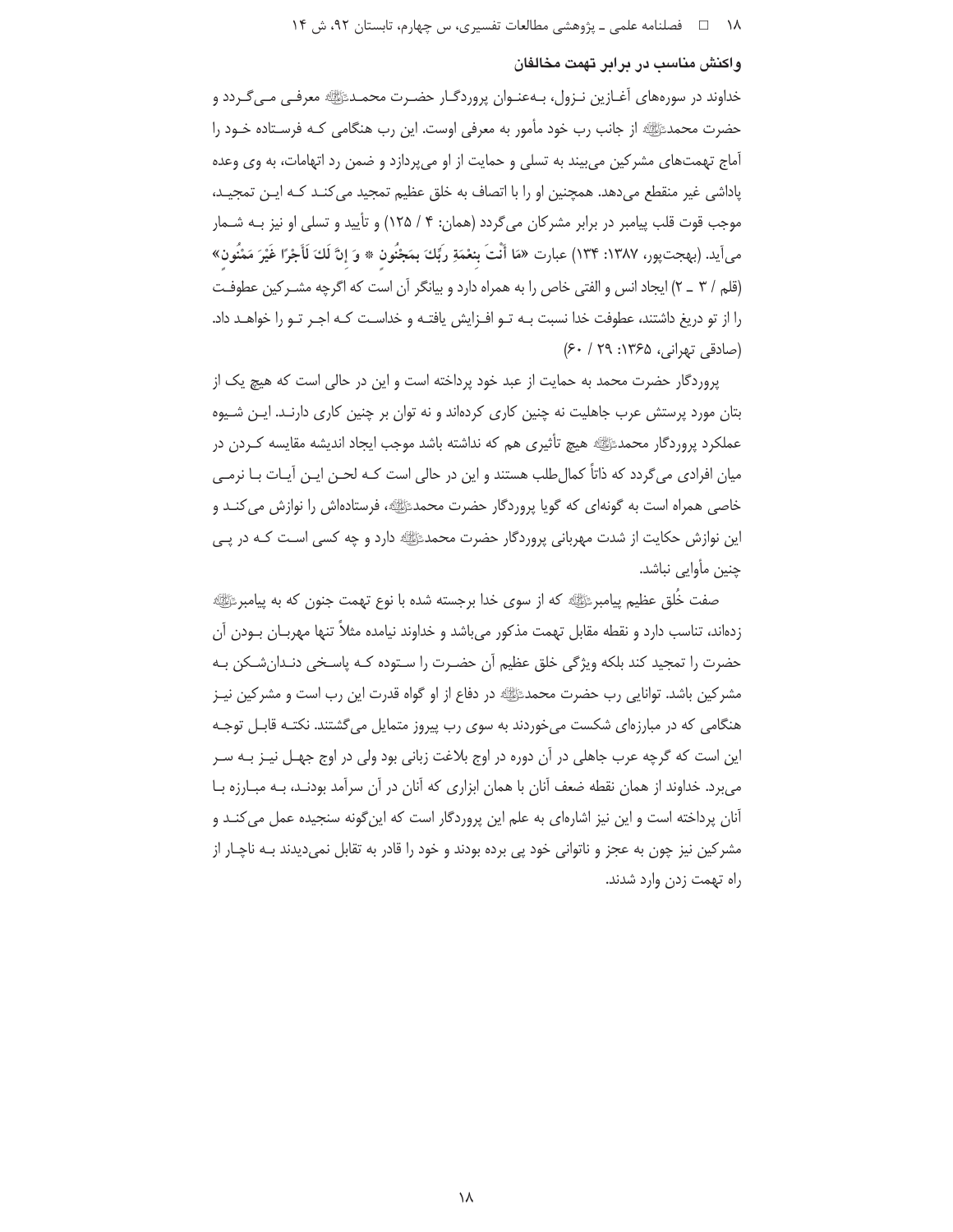### واکنش مناسب در برابر تهمت مخالفان

خداوند در سوره‌های آغـازین نـزول، بـه‌عنـوان پروردگـار حضـرت محمـدﷺ معرفـی مـی‌گـردد و حضرت محمدﷺ از جانب رب خود مأمور به معرفی اوست. این رب هنگامی کـه فرسـتاده خـود را آماج تهمت‌های مشرکین می‌بیند به تسلی و حمایت از او می‌پردازد و ضمن رد اتهامات، به وی وعده پاداشی غیر منقطع می‌دهد. همچنین او را با اتصاف به خلق عظیم تمجید می‌کنـد کـه ایـن تمجیـد، موجب قوت قلب پیامبر در برابر مشرکان می‌گردد (همان: ۴ / ۱۲۵) و تأیید و تسلی او نیز بـه شـمار می‌آید. (بهجت‌پور، ۱۳۸۷: ۱۳۴) عبارت «مَا أَنْتَ بِنِعْمَةِ رَبِّكَ بِمَجْنُونٍ * وَ إِنَّ لَكَ لَأَجْرًا غَيْرَ مَمْنُونٍ» (قلم / ۳ ـ ۲) ایجاد انس و الفتی خاص را به همراه دارد و بیانگر آن است که اگرچه مشـرکین عطوفـت را از تو دریغ داشتند، عطوفت خدا نسبت بـه تـو افـزایش یافتـه و خداسـت کـه اجـر تـو را خواهـد داد. (صادقی تهرانی، ۱۳۶۵: ۲۹ / ۶۰)

پروردگار حضرت محمد به حمایت از عبد خود پرداخته است و این در حالی است که هیچ یک از بتان مورد پرستش عرب جاهلیت نه چنین کاری کرده‌اند و نه توان بر چنین کاری دارنـد. ایـن شـیوه عملکرد پروردگار محمدﷺ هیچ تأثیری هم که نداشته باشد موجب ایجاد اندیشه مقایسه کـردن در میان افرادی می‌گردد که ذاتاً کمال‌طلب هستند و این در حالی است کـه لحـن ایـن آیـات بـا نرمـی خاصی همراه است به گونه‌ای که گویا پروردگار حضرت محمدﷺ، فرستاده‌اش را نوازش می‌کنـد و این نوازش حکایت از شدت مهربانی پروردگار حضرت محمدﷺ دارد و چه کسی اسـت کـه در پـی چنین مأوایی نباشد.

صفت خُلق عظیم پیامبرﷺ که از سوی خدا برجسته شده با نوع تهمت جنون که به پیامبرﷺ زده‌اند، تناسب دارد و نقطه مقابل تهمت مذکور می‌باشد و خداوند نیامده مثلاً تنها مهربـان بـودن آن حضرت را تمجید کند بلکه ویژگی خلق عظیم آن حضـرت را سـتوده کـه پاسـخی دنـدان‌شـکن بـه مشرکین باشد. توانایی رب حضرت محمدﷺ در دفاع از او گواه قدرت این رب است و مشرکین نیـز هنگامی که در مبارزه‌ای شکست می‌خوردند به سوی رب پیروز متمایل می‌گشتند. نکتـه قابـل توجـه این است که گرچه عرب جاهلی در آن دوره در اوج بلاغت زبانی بود ولی در اوج جهـل نیـز بـه سـر می‌برد. خداوند از همان نقطه ضعف آنان با همان ابزاری که آنان در آن سرآمد بودنـد، بـه مبـارزه بـا آنان پرداخته است و این نیز اشاره‌ای به علم این پروردگار است که این‌گونه سنجیده عمل می‌کنـد و مشرکین نیز چون به عجز و ناتوانی خود پی برده بودند و خود را قادر به تقابل نمی‌دیدند بـه ناچـار از راه تهمت زدن وارد شدند.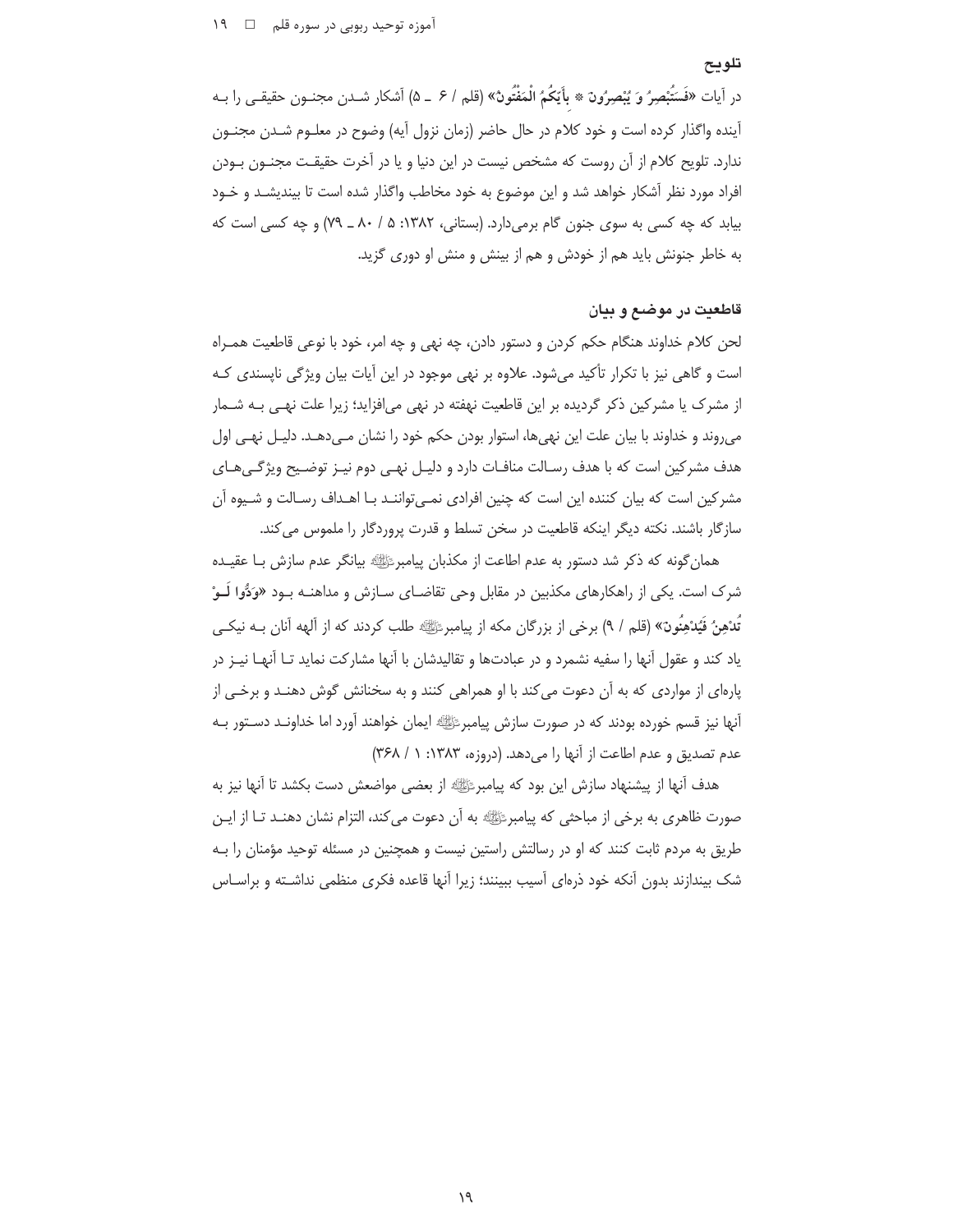### تلویح

در آیات «**فَسَتُبْصِرُ وَ يُبْصِرُونَ * بِأَيِّكُمُ الْمَفْتُونُ**» (قلم / ۶ ـ ۵) آشکار شدن مجنون حقیقی را به آینده واگذار کرده است و خود کلام در حال حاضر (زمان نزول آیه) وضوح در معلوم شدن مجنون ندارد. تلویح کلام از آن روست که مشخص نیست در این دنیا و یا در آخرت حقیقت مجنون بودن افراد مورد نظر آشکار خواهد شد و این موضوع به خود مخاطب واگذار شده است تا بیندیشد و خود بیابد که چه کسی به سوی جنون گام برمی‌دارد. (بستانی، ۱۳۸۲: ۵ / ۸۰ ـ ۷۹) و چه کسی است که به خاطر جنونش باید هم از خودش و هم از بینش و منش او دوری گزید.

### قاطعیت در موضع و بیان

لحن کلام خداوند هنگام حکم کردن و دستور دادن، چه نهی و چه امر، خود با نوعی قاطعیت همراه است و گاهی نیز با تکرار تأکید می‌شود. علاوه بر نهی موجود در این آیات بیان ویژگی ناپسندی که از مشرک یا مشرکین ذکر گردیده بر این قاطعیت نهفته در نهی می‌افزاید؛ زیرا علت نهی به شمار می‌روند و خداوند با بیان علت این نهی‌ها، استوار بودن حکم خود را نشان می‌دهد. دلیل نهی اول هدف مشرکین است که با هدف رسالت منافات دارد و دلیل نهی دوم نیز توضیح ویژگی‌های مشرکین است که بیان کننده این است که چنین افرادی نمی‌توانند با اهداف رسالت و شیوه آن سازگار باشند. نکته دیگر اینکه قاطعیت در سخن تسلط و قدرت پروردگار را ملموس می‌کند.

همان‌گونه که ذکر شد دستور به عدم اطاعت از مکذبان پیامبر ﷺ بیانگر عدم سازش با عقیده شرک است. یکی از راهکارهای مکذبین در مقابل وحی تقاضای سازش و مداهنه بود «**وَدُّوا لَوْ تُدْهِنُ فَيُدْهِنُونَ**» (قلم / ۹) برخی از بزرگان مکه از پیامبر ﷺ طلب کردند که از آلهه آنان به نیکی یاد کند و عقول آنها را سفیه نشمرد و در عبادت‌ها و تقالیدشان با آنها مشارکت نماید تا آنها نیز در پاره‌ای از مواردی که به آن دعوت می‌کند با او همراهی کنند و به سخنانش گوش دهند و برخی از آنها نیز قسم خورده بودند که در صورت سازش پیامبر ﷺ ایمان خواهند آورد اما خداوند دستور به عدم تصدیق و عدم اطاعت از آنها را می‌دهد. (دروزه، ۱۳۸۳: ۱ / ۳۶۸)

هدف آنها از پیشنهاد سازش این بود که پیامبر ﷺ از بعضی مواضعش دست بکشد تا آنها نیز به صورت ظاهری به برخی از مباحثی که پیامبر ﷺ به آن دعوت می‌کند، التزام نشان دهند تا از این طریق به مردم ثابت کنند که او در رسالتش راستین نیست و همچنین در مسئله توحید مؤمنان را به شک بیندازند بدون آنکه خود ذره‌ای آسیب ببینند؛ زیرا آنها قاعده فکری منظمی نداشته و براساس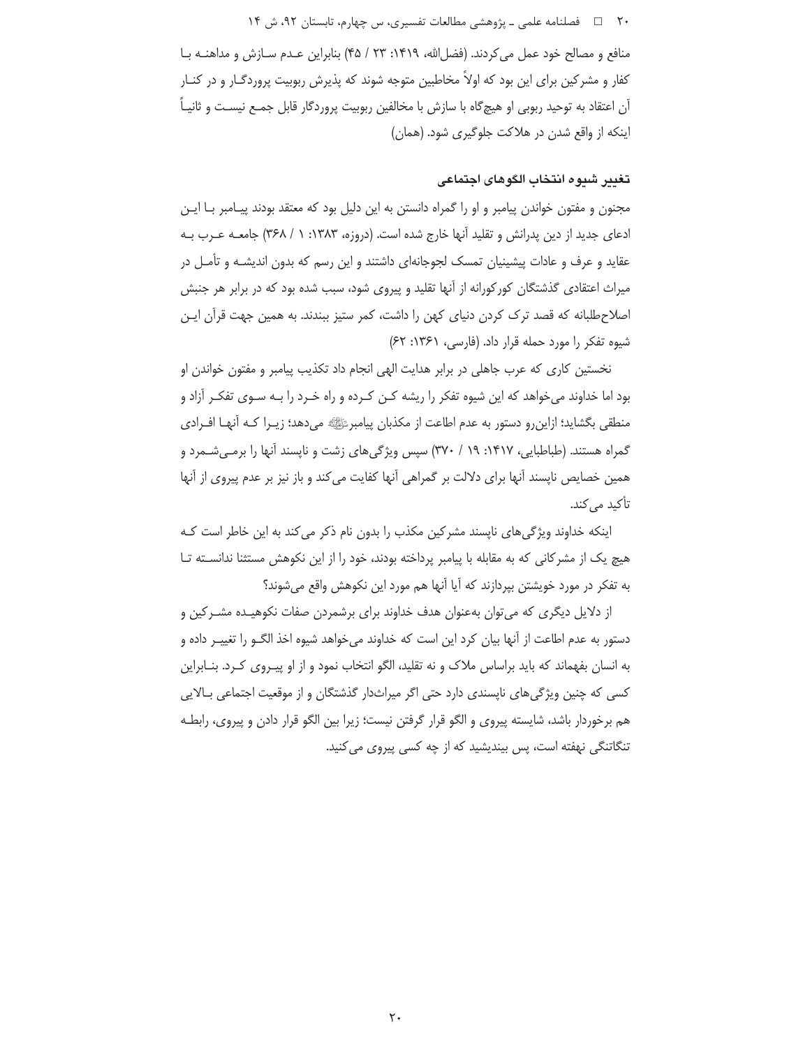منافع و مصالح خود عمل می‌کردند. (فضل‌الله، ۱۴۱۹: ۲۳ / ۴۵) بنابراین عدم سازش و مداهنه با کفار و مشرکین برای این بود که اولاً مخاطبین متوجه شوند که پذیرش ربوبیت پروردگار و در کنار آن اعتقاد به توحید ربوبی او هیچ‌گاه با سازش با مخالفین ربوبیت پروردگار قابل جمع نیست و ثانیاً اینکه از واقع شدن در هلاکت جلوگیری شود. (همان)

### تغییر شیوه انتخاب الگوهای اجتماعی

مجنون و مفتون خواندن پیامبر و او را گمراه دانستن به این دلیل بود که معتقد بودند پیامبر با این ادعای جدید از دین پدرانش و تقلید آنها خارج شده است. (دروزه، ۱۳۸۳: ۱ / ۳۶۸) جامعه عرب به عقاید و عرف و عادات پیشینیان تمسک لجوجانه‌ای داشتند و این رسم که بدون اندیشه و تأمل در میراث اعتقادی گذشتگان کورکورانه از آنها تقلید و پیروی شود، سبب شده بود که در برابر هر جنبش اصلاح‌طلبانه که قصد ترک کردن دنیای کهن را داشت، کمر ستیز ببندند. به همین جهت قرآن این شیوه تفکر را مورد حمله قرار داد. (فارسی، ۱۳۶۱: ۶۲)

نخستین کاری که عرب جاهلی در برابر هدایت الهی انجام داد تکذیب پیامبر و مفتون خواندن او بود اما خداوند می‌خواهد که این شیوه تفکر را ریشه کن کرده و راه خرد را به سوی تفکر آزاد و منطقی بگشاید؛ ازاین‌رو دستور به عدم اطاعت از مکذبان پیامبرﷺ می‌دهد؛ زیرا که آنها افرادی گمراه هستند. (طباطبایی، ۱۴۱۷: ۱۹ / ۳۷۰) سپس ویژگی‌های زشت و ناپسند آنها را برمی‌شمرد و همین خصایص ناپسند آنها برای دلالت بر گمراهی آنها کفایت می‌کند و باز نیز بر عدم پیروی از آنها تأکید می‌کند.

اینکه خداوند ویژگی‌های ناپسند مشرکین مکذب را بدون نام ذکر می‌کند به این خاطر است که هیچ یک از مشرکانی که به مقابله با پیامبر پرداخته بودند، خود را از این نکوهش مستثنا ندانسته تا به تفکر در مورد خویشتن بپردازند که آیا آنها هم مورد این نکوهش واقع می‌شوند؟

از دلایل دیگری که می‌توان به‌عنوان هدف خداوند برای برشمردن صفات نکوهیده مشرکین و دستور به عدم اطاعت از آنها بیان کرد این است که خداوند می‌خواهد شیوه اخذ الگو را تغییر داده و به انسان بفهماند که باید براساس ملاک و نه تقلید، الگو انتخاب نمود و از او پیروی کرد. بنابراین کسی که چنین ویژگی‌های ناپسندی دارد حتی اگر میراث‌دار گذشتگان و از موقعیت اجتماعی بالایی هم برخوردار باشد، شایسته پیروی و الگو قرار گرفتن نیست؛ زیرا بین الگو قرار دادن و پیروی، رابطه تنگاتنگی نهفته است، پس بیندیشید که از چه کسی پیروی می‌کنید.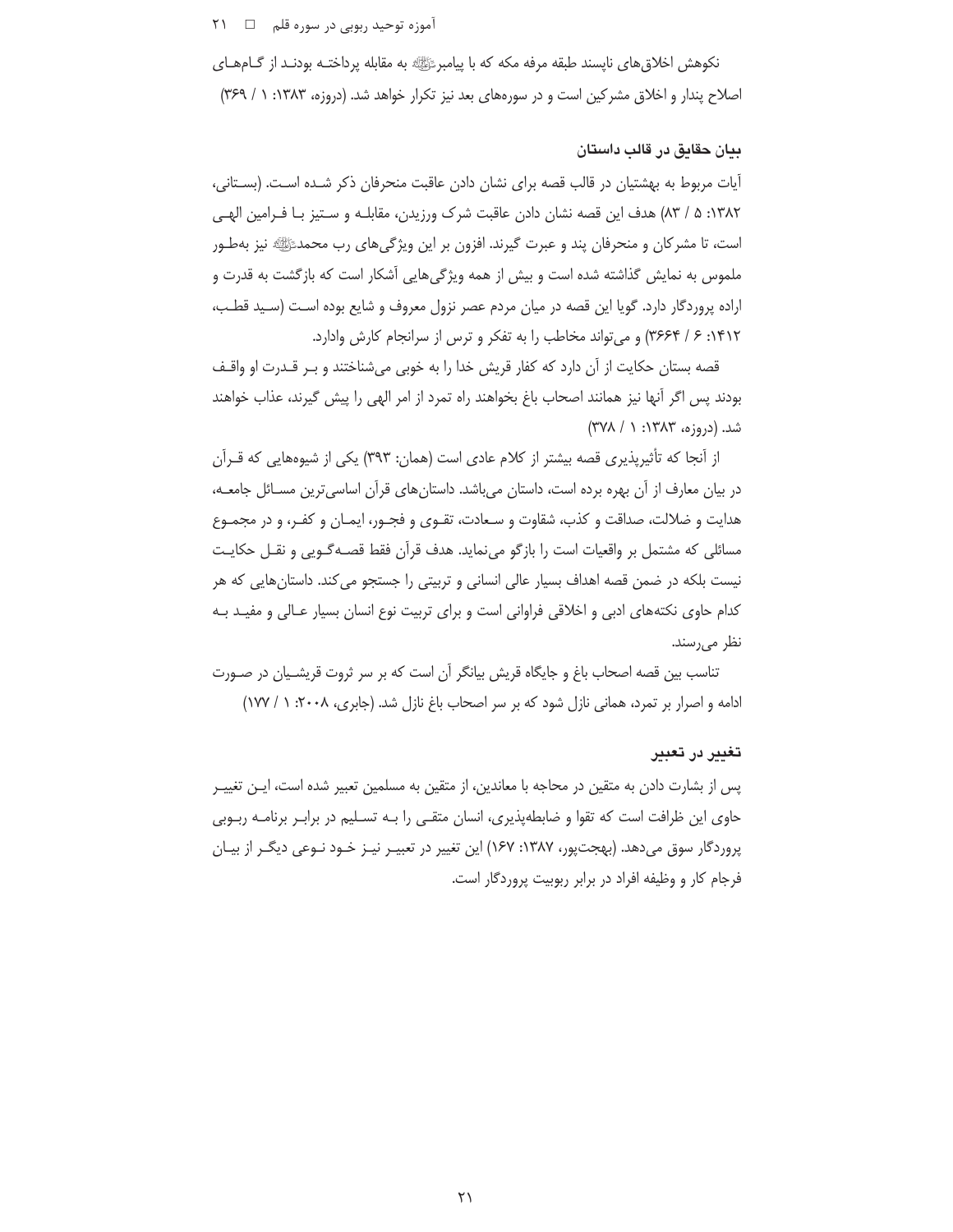نکوهش اخلاق‌های ناپسند طبقه مرفه مکه که با پیامبرﷺ به مقابله پرداختـه بودنـد از گـام‌هـای اصلاح پندار و اخلاق مشرکین است و در سوره‌های بعد نیز تکرار خواهد شد. (دروزه، ۱۳۸۳: ۱ / ۳۶۹)

### بیان حقایق در قالب داستان

آیات مربوط به بهشتیان در قالب قصه برای نشان دادن عاقبت منحرفان ذکر شـده اسـت. (بسـتانی، ۱۳۸۲: ۵ / ۸۳) هدف این قصه نشان دادن عاقبت شرک ورزیدن، مقابلـه و سـتیز بـا فـرامین الهـی است، تا مشرکان و منحرفان پند و عبرت گیرند. افزون بر این ویژگی‌های رب محمدﷺ نیز به‌طـور ملموس به نمایش گذاشته شده است و بیش از همه ویژگی‌هایی آشکار است که بازگشت به قدرت و اراده پروردگار دارد. گویا این قصه در میان مردم عصر نزول معروف و شایع بوده اسـت (سـید قطـب، ۱۴۱۲: ۶ / ۳۶۶۴) و می‌تواند مخاطب را به تفکر و ترس از سرانجام کارش وادارد.

قصه بستان حکایت از آن دارد که کفار قریش خدا را به خوبی می‌شناختند و بـر قـدرت او واقـف بودند پس اگر آنها نیز همانند اصحاب باغ بخواهند راه تمرد از امر الهی را پیش گیرند، عذاب خواهند شد. (دروزه، ۱۳۸۳: ۱ / ۳۷۸)

از آنجا که تأثیرپذیری قصه بیشتر از کلام عادی است (همان: ۳۹۳) یکی از شیوه‌هایی که قـرآن در بیان معارف از آن بهره برده است، داستان می‌باشد. داستان‌های قرآن اساسی‌ترین مسـائل جامعـه، هدایت و ضلالت، صداقت و کذب، شقاوت و سـعادت، تقـوی و فجـور، ایمـان و کفـر، و در مجمـوع مسائلی که مشتمل بر واقعیات است را بازگو می‌نماید. هدف قرآن فقط قصـه‌گـویی و نقـل حکایـت نیست بلکه در ضمن قصه اهداف بسیار عالی انسانی و تربیتی را جستجو می‌کند. داستان‌هایی که هر کدام حاوی نکته‌های ادبی و اخلاقی فراوانی است و برای تربیت نوع انسان بسیار عـالی و مفیـد بـه نظر می‌رسند.

تناسب بین قصه اصحاب باغ و جایگاه قریش بیانگر آن است که بر سر ثروت قریشـیان در صـورت ادامه و اصرار بر تمرد، همانی نازل شود که بر سر اصحاب باغ نازل شد. (جابری، ۲۰۰۸: ۱ / ۱۷۷)

### تغییر در تعبیر

پس از بشارت دادن به متقین در محاجه با معاندین، از متقین به مسلمین تعبیر شده است، ایـن تغییـر حاوی این ظرافت است که تقوا و ضابطه‌پذیری، انسان متقـی را بـه تسـلیم در برابـر برنامـه ربـوبی پروردگار سوق می‌دهد. (بهجت‌پور، ۱۳۸۷: ۱۶۷) این تغییر در تعبیـر نیـز خـود نـوعی دیگـر از بیـان فرجام کار و وظیفه افراد در برابر ربوبیت پروردگار است.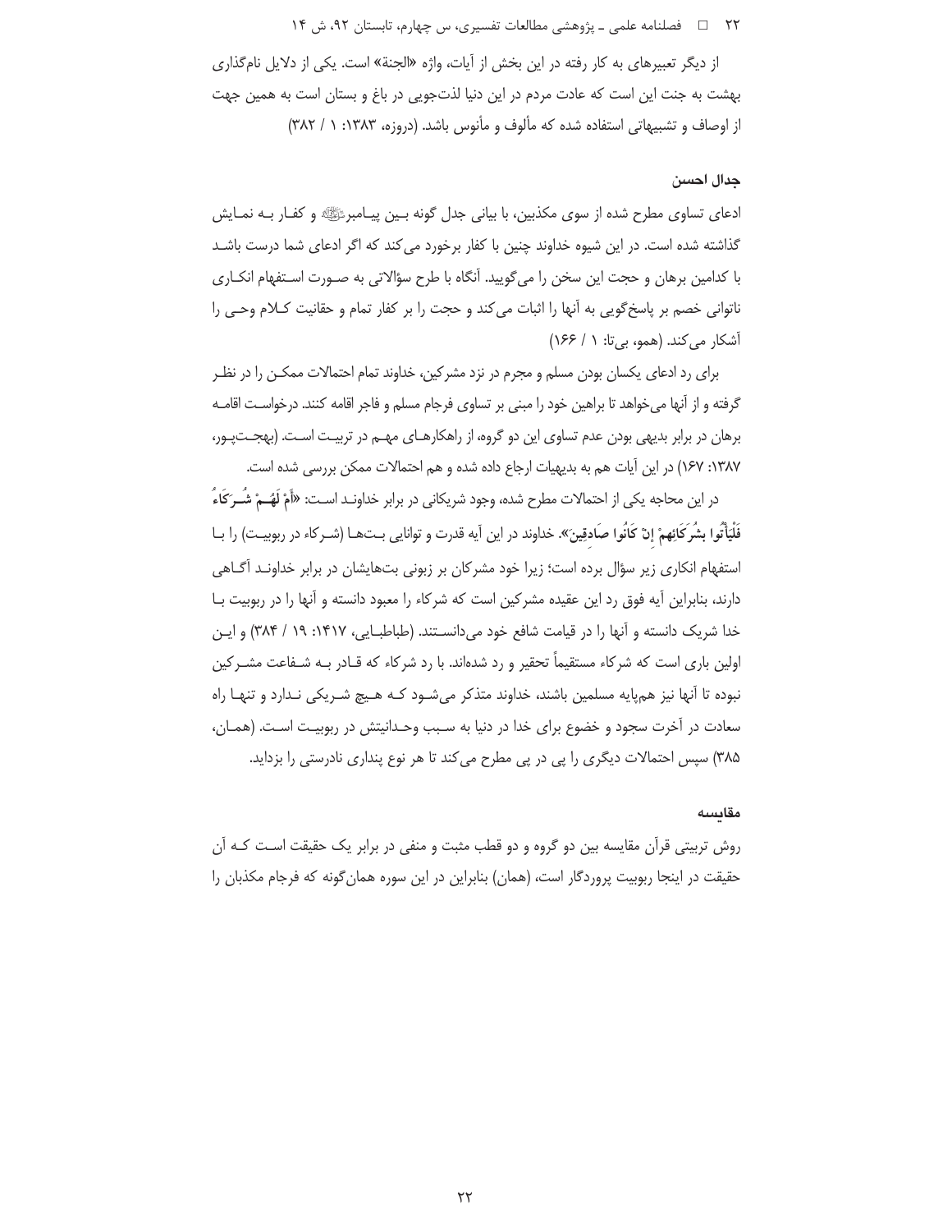از دیگر تعبیرهای به کار رفته در این بخش از آیات، واژه «الجنة» است. یکی از دلایل نام‌گذاری بهشت به جنت این است که عادت مردم در این دنیا لذت‌جویی در باغ و بستان است به همین جهت از اوصاف و تشبیهاتی استفاده شده که مألوف و مأنوس باشد. (دروزه، ۱۳۸۳: ۱ / ۳۸۲)

#### جدال احسن

ادعای تساوی مطرح شده از سوی مکذبین، با بیانی جدل گونه بین پیامبر ﷺ و کفار به نمایش گذاشته شده است. در این شیوه خداوند چنین با کفار برخورد می‌کند که اگر ادعای شما درست باشد با کدامین برهان و حجت این سخن را می‌گویید. آنگاه با طرح سؤالاتی به صورت استفهام انکاری ناتوانی خصم بر پاسخ‌گویی به آنها را اثبات می‌کند و حجت را بر کفار تمام و حقانیت کلام وحی را آشکار می‌کند. (همو، بی‌تا: ۱ / ۱۶۶)

برای رد ادعای یکسان بودن مسلم و مجرم در نزد مشرکین، خداوند تمام احتمالات ممکن را در نظر گرفته و از آنها می‌خواهد تا براهین خود را مبنی بر تساوی فرجام مسلم و فاجر اقامه کنند. درخواست اقامه برهان در برابر بدیهی بودن عدم تساوی این دو گروه، از راهکارهای مهم در تربیت است. (بهجت‌پور، ۱۳۸۷: ۱۶۷) در این آیات هم به بدیهیات ارجاع داده شده و هم احتمالات ممکن بررسی شده است.

در این محاجه یکی از احتمالات مطرح شده، وجود شریکانی در برابر خداوند است: «**أَمْ لَهُمْ شُرَكَاءُ فَلْيَأْتُوا بِشُرَكَائِهِمْ إِنْ كَانُوا صَادِقِينَ**». خداوند در این آیه قدرت و توانایی بت‌ها (شرکاء در ربوبیت) را با استفهام انکاری زیر سؤال برده است؛ زیرا خود مشرکان بر زبونی بت‌هایشان در برابر خداوند آگاهی دارند، بنابراین آیه فوق رد این عقیده مشرکین است که شرکاء را معبود دانسته و آنها را در ربوبیت با خدا شریک دانسته و آنها را در قیامت شافع خود می‌دانستند. (طباطبایی، ۱۴۱۷: ۱۹ / ۳۸۴) و این اولین باری است که شرکاء مستقیماً تحقیر و رد شده‌اند. با رد شرکاء که قادر به شفاعت مشرکین نبوده تا آنها نیز هم‌پایه مسلمین باشند، خداوند متذکر می‌شود که هیچ شریکی ندارد و تنها راه سعادت در آخرت سجود و خضوع برای خدا در دنیا به سبب وحدانیتش در ربوبیت است. (همان، ۳۸۵) سپس احتمالات دیگری را پی در پی مطرح می‌کند تا هر نوع پنداری نادرستی را بزداید.

#### مقایسه

روش تربیتی قرآن مقایسه بین دو گروه و دو قطب مثبت و منفی در برابر یک حقیقت است که آن حقیقت در اینجا ربوبیت پروردگار است، (همان) بنابراین در این سوره همان‌گونه که فرجام مکذبان را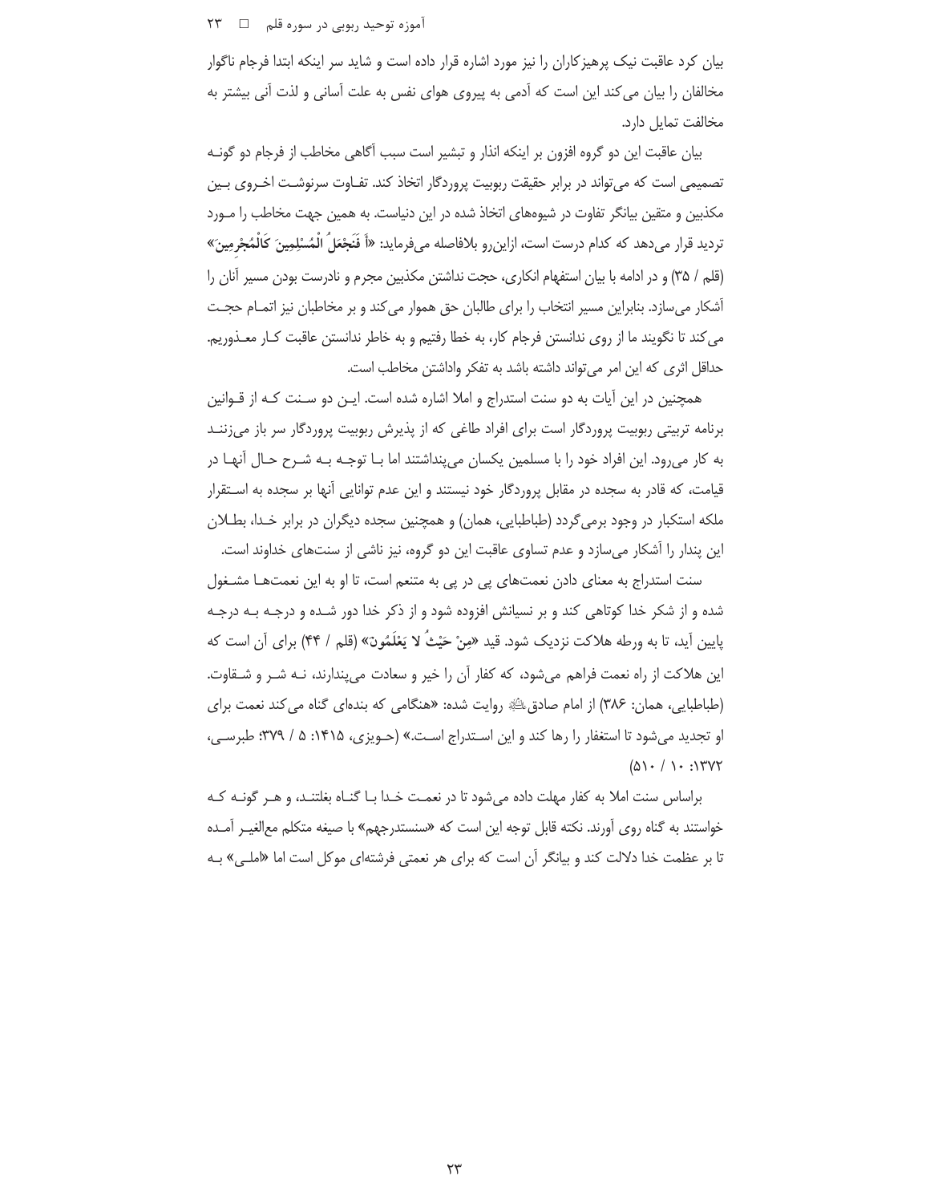بیان کرد عاقبت نیک پرهیزکاران را نیز مورد اشاره قرار داده است و شاید سر اینکه ابتدا فرجام ناگوار مخالفان را بیان می‌کند این است که آدمی به پیروی هوای نفس به علت آسانی و لذت آنی بیشتر به مخالفت تمایل دارد.

بیان عاقبت این دو گروه افزون بر اینکه انذار و تبشیر است سبب آگاهی مخاطب از فرجام دو گونه تصمیمی است که می‌تواند در برابر حقیقت ربوبیت پروردگار اتخاذ کند. تفاوت سرنوشت اخروی بین مکذبین و متقین بیانگر تفاوت در شیوه‌های اتخاذ شده در این دنیاست. به همین جهت مخاطب را مورد تردید قرار می‌دهد که کدام درست است، ازاین‌رو بلافاصله می‌فرماید: «**أَ فَنَجْعَلُ الْمُسْلِمِينَ كَالْمُجْرِمِينَ**» (قلم / ۳۵) و در ادامه با بیان استفهام انکاری، حجت نداشتن مکذبین مجرم و نادرست بودن مسیر آنان را آشکار می‌سازد. بنابراین مسیر انتخاب را برای طالبان حق هموار می‌کند و بر مخاطبان نیز اتمام حجت می‌کند تا نگویند ما از روی ندانستن فرجام کار، به خطا رفتیم و به خاطر ندانستن عاقبت کار معذوریم. حداقل اثری که این امر می‌تواند داشته باشد به تفکر واداشتن مخاطب است.

همچنین در این آیات به دو سنت استدراج و املا اشاره شده است. این دو سنت که از قوانین برنامه تربیتی ربوبیت پروردگار است برای افراد طاغی که از پذیرش ربوبیت پروردگار سر باز می‌زنند به کار می‌رود. این افراد خود را با مسلمین یکسان می‌پنداشتند اما با توجه به شرح حال آنها در قیامت، که قادر به سجده در مقابل پروردگار خود نیستند و این عدم توانایی آنها بر سجده به استقرار ملکه استکبار در وجود برمی‌گردد (طباطبایی، همان) و همچنین سجده دیگران در برابر خدا، بطلان این پندار را آشکار می‌سازد و عدم تساوی عاقبت این دو گروه، نیز ناشی از سنت‌های خداوند است.

سنت استدراج به معنای دادن نعمت‌های پی در پی به متنعم است، تا او به این نعمت‌ها مشغول شده و از شکر خدا کوتاهی کند و بر نسیانش افزوده شود و از ذکر خدا دور شده و درجه به درجه پایین آید، تا به ورطه هلاکت نزدیک شود. قید «**مِنْ حَيْثُ لا يَعْلَمُونَ**» (قلم / ۴۴) برای آن است که این هلاکت از راه نعمت فراهم می‌شود، که کفار آن را خیر و سعادت می‌پندارند، نه شر و شقاوت. (طباطبایی، همان: ۳۸۶) از امام صادق﷣ روایت شده: «هنگامی که بنده‌ای گناه می‌کند نعمت برای او تجدید می‌شود تا استغفار را رها کند و این استدراج است.» (حویزی، ۱۴۱۵: ۵ / ۳۷۹؛ طبرسی، ۱۳۷۲: ۱۰ / ۵۱۰)

براساس سنت املا به کفار مهلت داده می‌شود تا در نعمت خدا با گناه بغلتند، و هر گونه که خواستند به گناه روی آورند. نکته قابل توجه این است که «سنستدرجهم» با صیغه متکلم مع‌الغیر آمده تا بر عظمت خدا دلالت کند و بیانگر آن است که برای هر نعمتی فرشته‌ای موکل است اما «املی» به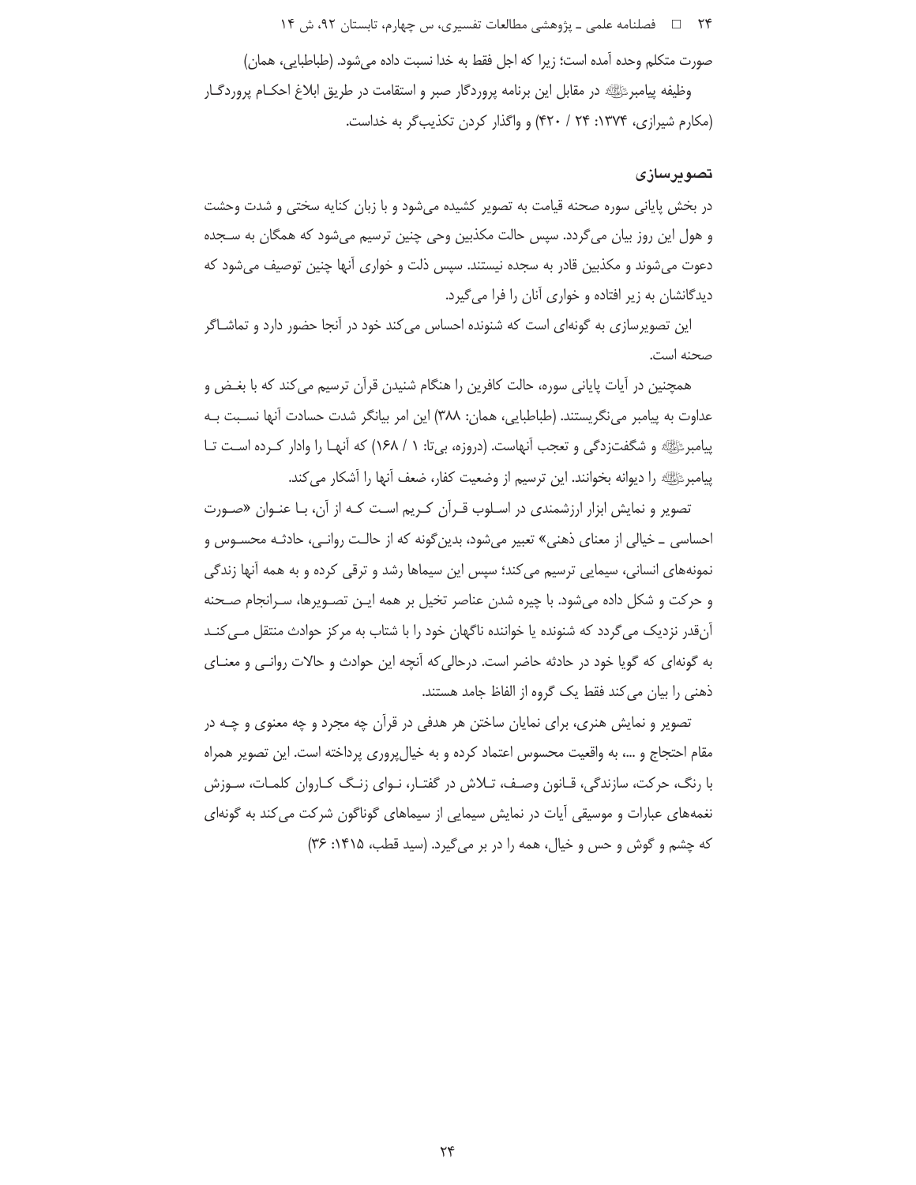صورت متکلم وحده آمده است؛ زیرا که اجل فقط به خدا نسبت داده می‌شود. (طباطبایی، همان)

وظیفه پیامبرﷺ در مقابل این برنامه پروردگار صبر و استقامت در طریق ابلاغ احکام پروردگار (مکارم شیرازی، ۱۳۷۴: ۲۴ / ۴۲۰) و واگذار کردن تکذیب‌گر به خداست.

### تصویرسازی

در بخش پایانی سوره صحنه قیامت به تصویر کشیده می‌شود و با زبان کنایه سختی و شدت وحشت و هول این روز بیان می‌گردد. سپس حالت مکذبین وحی چنین ترسیم می‌شود که همگان به سجده دعوت می‌شوند و مکذبین قادر به سجده نیستند. سپس ذلت و خواری آنها چنین توصیف می‌شود که دیدگانشان به زیر افتاده و خواری آنان را فرا می‌گیرد.

این تصویرسازی به گونه‌ای است که شنونده احساس می‌کند خود در آنجا حضور دارد و تماشاگر صحنه است.

همچنین در آیات پایانی سوره، حالت کافرین را هنگام شنیدن قرآن ترسیم می‌کند که با بغض و عداوت به پیامبر می‌نگریستند. (طباطبایی، همان: ۳۸۸) این امر بیانگر شدت حسادت آنها نسبت به پیامبرﷺ و شگفت‌زدگی و تعجب آنهاست. (دروزه، بی‌تا: ۱ / ۱۶۸) که آنها را وادار کرده است تا پیامبرﷺ را دیوانه بخوانند. این ترسیم از وضعیت کفار، ضعف آنها را آشکار می‌کند.

تصویر و نمایش ابزار ارزشمندی در اسلوب قرآن کریم است که از آن، با عنوان «صورت احساسی ـ خیالی از معنای ذهنی» تعبیر می‌شود، بدین‌گونه که از حالت روانی، حادثه محسوس و نمونه‌های انسانی، سیمایی ترسیم می‌کند؛ سپس این سیماها رشد و ترقی کرده و به همه آنها زندگی و حرکت و شکل داده می‌شود. با چیره شدن عناصر تخیل بر همه این تصویرها، سرانجام صحنه آن‌قدر نزدیک می‌گردد که شنونده یا خواننده ناگهان خود را با شتاب به مرکز حوادث منتقل می‌کند به گونه‌ای که گویا خود در حادثه حاضر است. درحالی‌که آنچه این حوادث و حالات روانی و معنای ذهنی را بیان می‌کند فقط یک گروه از الفاظ جامد هستند.

تصویر و نمایش هنری، برای نمایان ساختن هر هدفی در قرآن چه مجرد و چه معنوی و چه در مقام احتجاج و ...، به واقعیت محسوس اعتماد کرده و به خیال‌پروری پرداخته است. این تصویر همراه با رنگ، حرکت، سازندگی، قانون وصف، تلاش در گفتار، نوای زنگ کاروان کلمات، سوزش نغمه‌های عبارات و موسیقی آیات در نمایش سیمایی از سیماهای گوناگون شرکت می‌کند به گونه‌ای که چشم و گوش و حس و خیال، همه را در بر می‌گیرد. (سید قطب، ۱۴۱۵: ۳۶)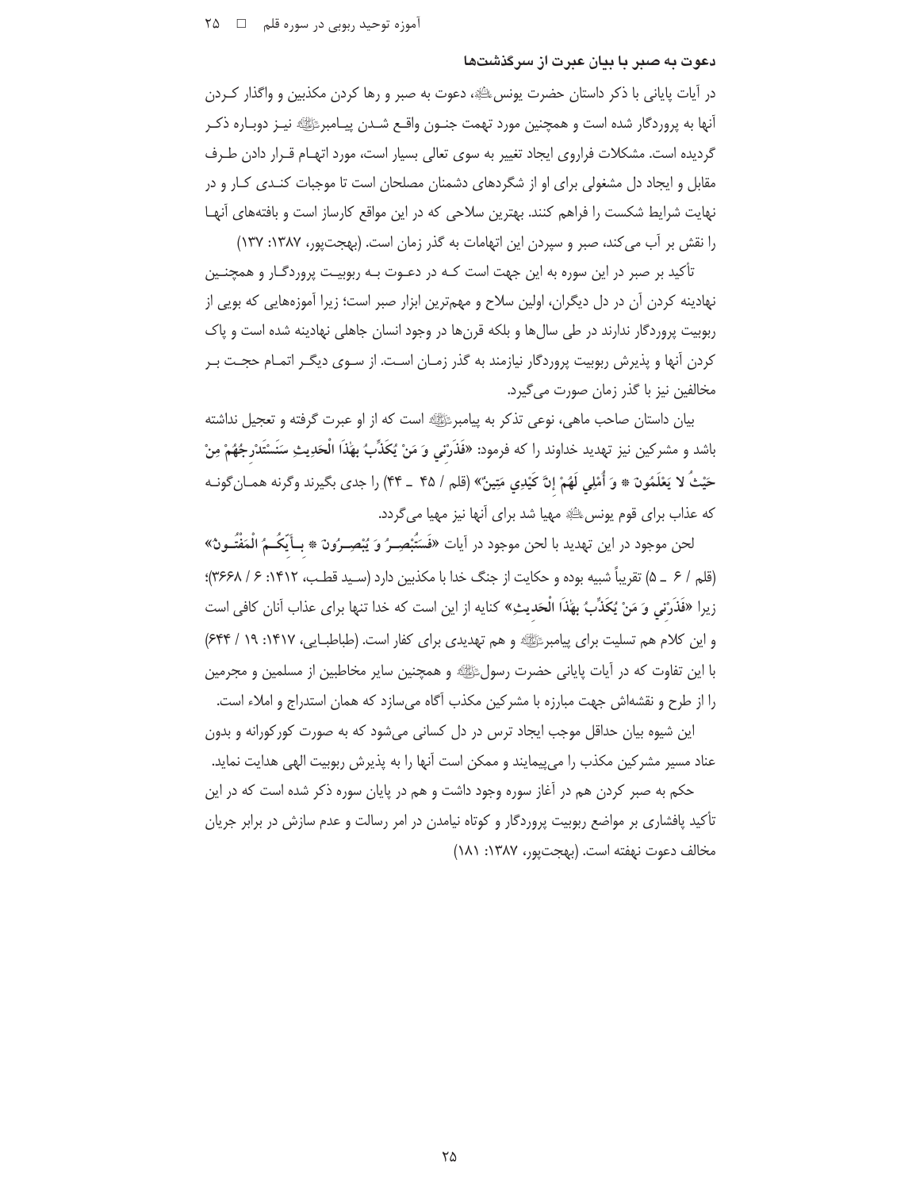### دعوت به صبر با بیان عبرت از سرگذشت‌ها

در آیات پایانی با ذکر داستان حضرت یونس، دعوت به صبر و رها کردن مکذبین و واگذار کـردن آنها به پروردگار شده است و همچنین مورد تهمت جنـون واقـع شـدن پیـامبر نیـز دوبـاره ذکـر گردیده است. مشکلات فراروی ایجاد تغییر به سوی تعالی بسیار است، مورد اتهـام قـرار دادن طـرف مقابل و ایجاد دل مشغولی برای او از شگردهای دشمنان مصلحان است تا موجبات کنـدی کـار و در نهایت شرایط شکست را فراهم کنند. بهترین سلاحی که در این مواقع کارساز است و بافته‌های آنهـا را نقش بر آب می‌کند، صبر و سپردن این اتهامات به گذر زمان است. (بهجت‌پور، ۱۳۸۷: ۱۳۷)

تأکید بر صبر در این سوره به این جهت است کـه در دعـوت بـه ربوبیـت پروردگـار و همچنـین نهادینه کردن آن در دل دیگران، اولین سلاح و مهم‌ترین ابزار صبر است؛ زیرا آموزه‌هایی که بویی از ربوبیت پروردگار ندارند در طی سال‌ها و بلکه قرن‌ها در وجود انسان جاهلی نهادینه شده است و پاک کردن آنها و پذیرش ربوبیت پروردگار نیازمند به گذر زمـان اسـت. از سـوی دیگـر اتمـام حجـت بـر مخالفین نیز با گذر زمان صورت می‌گیرد.

بیان داستان صاحب ماهی، نوعی تذکر به پیامبر است که از او عبرت گرفته و تعجیل نداشته باشد و مشرکین نیز تهدید خداوند را که فرمود: «**فَذَرْنِي وَ مَنْ يُكَذِّبُ بِهَٰذَا الْحَدِيثِ سَنَسْتَدْرِجُهُمْ مِنْ حَيْثُ لا يَعْلَمُونَ * وَ أُمْلِي لَهُمْ إِنَّ كَيْدِي مَتِينٌ**» (قلم / ۴۵ ـ ۴۴) را جدی بگیرند وگرنه همـان‌گونـه که عذاب برای قوم یونس مهیا شد برای آنها نیز مهیا می‌گردد.

لحن موجود در این تهدید با لحن موجود در آیات «**فَسَتُبْصِرُ وَ يُبْصِرُونَ * بِأَيِّكُمُ الْمَفْتُونُ**» (قلم / ۶ ـ ۵) تقریباً شبیه بوده و حکایت از جنگ خدا با مکذبین دارد (سـید قطـب، ۱۴۱۲: ۶ / ۳۶۶۸)؛ زیرا «**فَذَرْنِي وَ مَنْ يُكَذِّبُ بِهَٰذَا الْحَدِيثِ**» کنایه از این است که خدا تنها برای عذاب آنان کافی است و این کلام هم تسلیت برای پیامبر و هم تهدیدی برای کفار است. (طباطبـایی، ۱۴۱۷: ۱۹ / ۶۴۴) با این تفاوت که در آیات پایانی حضرت رسول و همچنین سایر مخاطبین از مسلمین و مجرمین را از طرح و نقشه‌اش جهت مبارزه با مشرکین مکذب آگاه می‌سازد که همان استدراج و املاء است.

این شیوه بیان حداقل موجب ایجاد ترس در دل کسانی می‌شود که به صورت کورکورانه و بدون عناد مسیر مشرکین مکذب را می‌پیمایند و ممکن است آنها را به پذیرش ربوبیت الهی هدایت نماید.

حکم به صبر کردن هم در آغاز سوره وجود داشت و هم در پایان سوره ذکر شده است که در این تأکید پافشاری بر مواضع ربوبیت پروردگار و کوتاه نیامدن در امر رسالت و عدم سازش در برابر جریان مخالف دعوت نهفته است. (بهجت‌پور، ۱۳۸۷: ۱۸۱)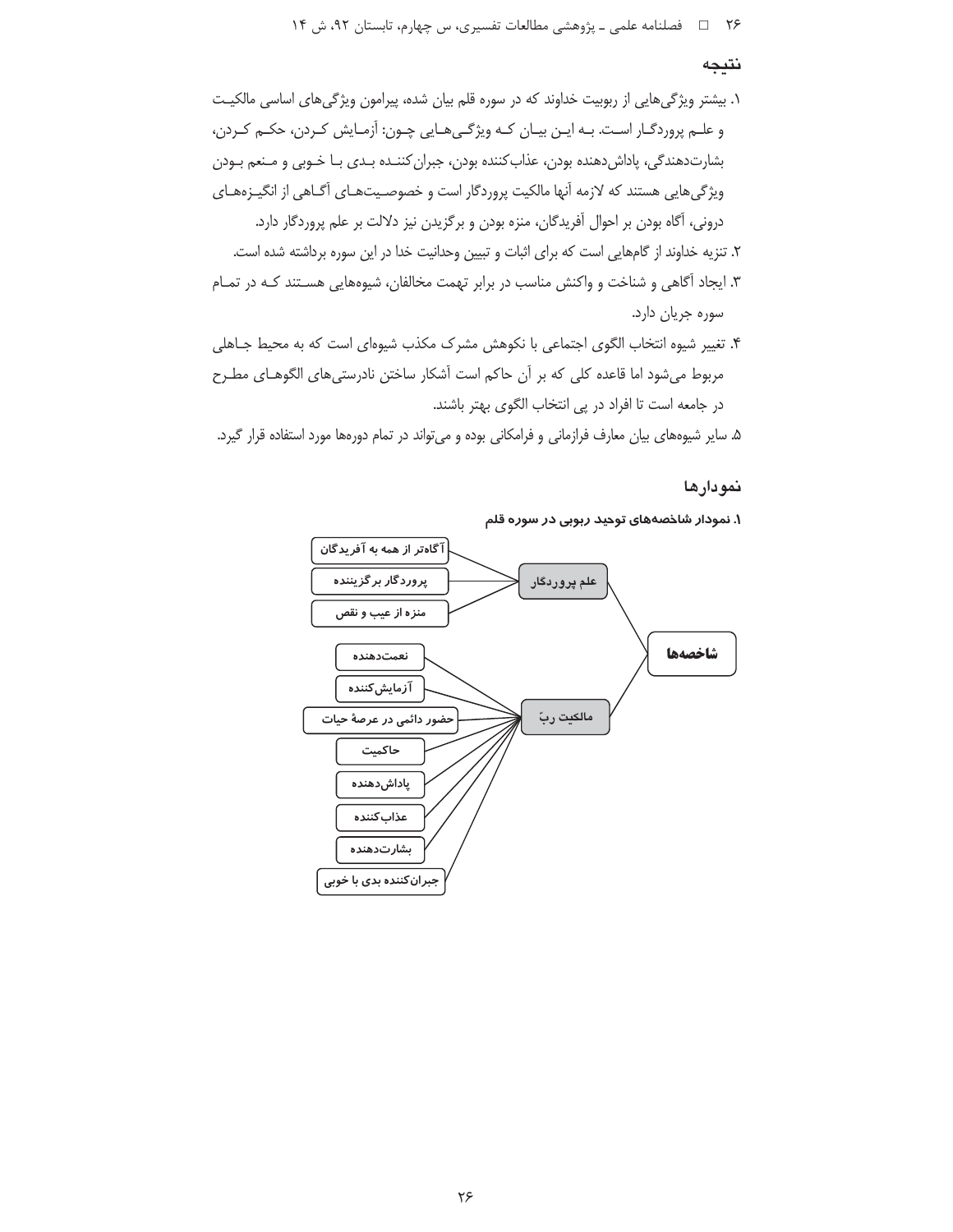## نتیجه

۱. بیشتر ویژگی‌هایی از ربوبیت خداوند که در سوره قلم بیان شده، پیرامون ویژگی‌های اساسی مالکیت و علم پروردگار است. به این بیان که ویژگی‌هایی چون: آزمایش کردن، حکم کردن، بشارت‌دهندگی، پاداش‌دهنده بودن، عذاب‌کننده بودن، جبران‌کننده بدی با خوبی و منعم بودن ویژگی‌هایی هستند که لازمه آنها مالکیت پروردگار است و خصوصیت‌های آگاهی از انگیزه‌های درونی، آگاه بودن بر احوال آفریدگان، منزه بودن و برگزیدن نیز دلالت بر علم پروردگار دارد.

۲. تنزیه خداوند از گام‌هایی است که برای اثبات و تبیین وحدانیت خدا در این سوره برداشته شده است.

۳. ایجاد آگاهی و شناخت و واکنش مناسب در برابر تهمت مخالفان، شیوه‌هایی هستند که در تمام سوره جریان دارد.

۴. تغییر شیوه انتخاب الگوی اجتماعی با نکوهش مشرک مکذب شیوه‌ای است که به محیط جاهلی مربوط می‌شود اما قاعده کلی که بر آن حاکم است آشکار ساختن نادرستی‌های الگوهای مطرح در جامعه است تا افراد در پی انتخاب الگوی بهتر باشند.

۵. سایر شیوه‌های بیان معارف فرازمانی و فرامکانی بوده و می‌تواند در تمام دوره‌ها مورد استفاده قرار گیرد.

## نمودارها

**۱. نمودار شاخصه‌های توحید ربوبی در سوره قلم**

- شاخصه‌ها
  - علم پروردگار
    - آگاه‌تر از همه به آفریدگان
    - پروردگار برگزیننده
    - منزه از عیب و نقص
  - مالکیت ربّ
    - نعمت‌دهنده
    - آزمایش‌کننده
    - حضور دائمی در عرصهٔ حیات
    - حاکمیت
    - پاداش‌دهنده
    - عذاب‌کننده
    - بشارت‌دهنده
    - جبران‌کننده بدی با خوبی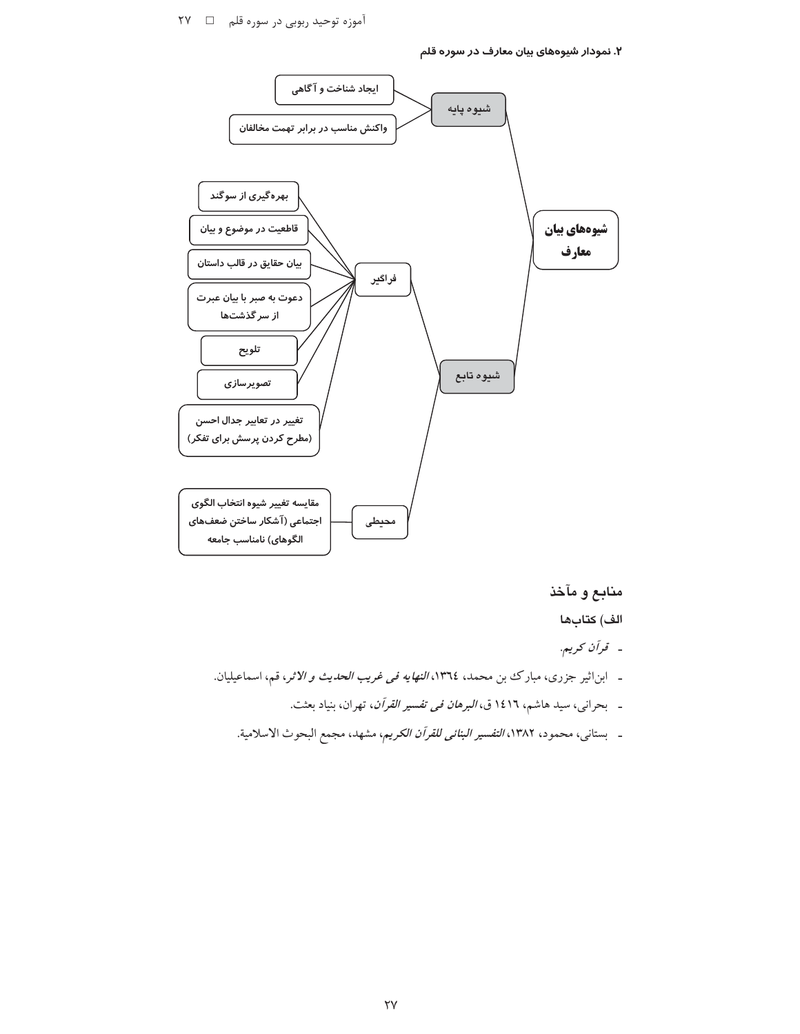**۲. نمودار شیوه‌های بیان معارف در سوره قلم**

- **شیوه‌های بیان معارف**
  - **شیوه پایه**
    - ایجاد شناخت و آگاهی
    - واکنش مناسب در برابر تهمت مخالفان
  - **شیوه تابع**
    - **فراگیر**
      - بهره‌گیری از سوگند
      - قاطعیت در موضوع و بیان
      - بیان حقایق در قالب داستان
      - دعوت به صبر با بیان عبرت از سرگذشت‌ها
      - تلویح
      - تصویرسازی
      - تغییر در تعابیر جدال احسن (مطرح کردن پرسش برای تفکر)
    - **محیطی**
      - مقایسه تغییر شیوه انتخاب الگوی اجتماعی (آشکار ساختن ضعف‌های الگوهای) نامناسب جامعه

## منابع و مآخذ

### الف) کتاب‌ها

- *قرآن کریم*.
- ابن‌اثیر جزری، مبارک بن محمد، ۱۳٦٤، *النهایه فی غریب الحدیث و الاثر*، قم، اسماعیلیان.
- بحرانی، سید هاشم، ۱٤۱٦ ق، *البرهان فی تفسیر القرآن*، تهران، بنیاد بعثت.
- بستانی، محمود، ۱۳۸۲، *التفسیر البنائی للقرآن الکریم*، مشهد، مجمع البحوث الاسلامیة.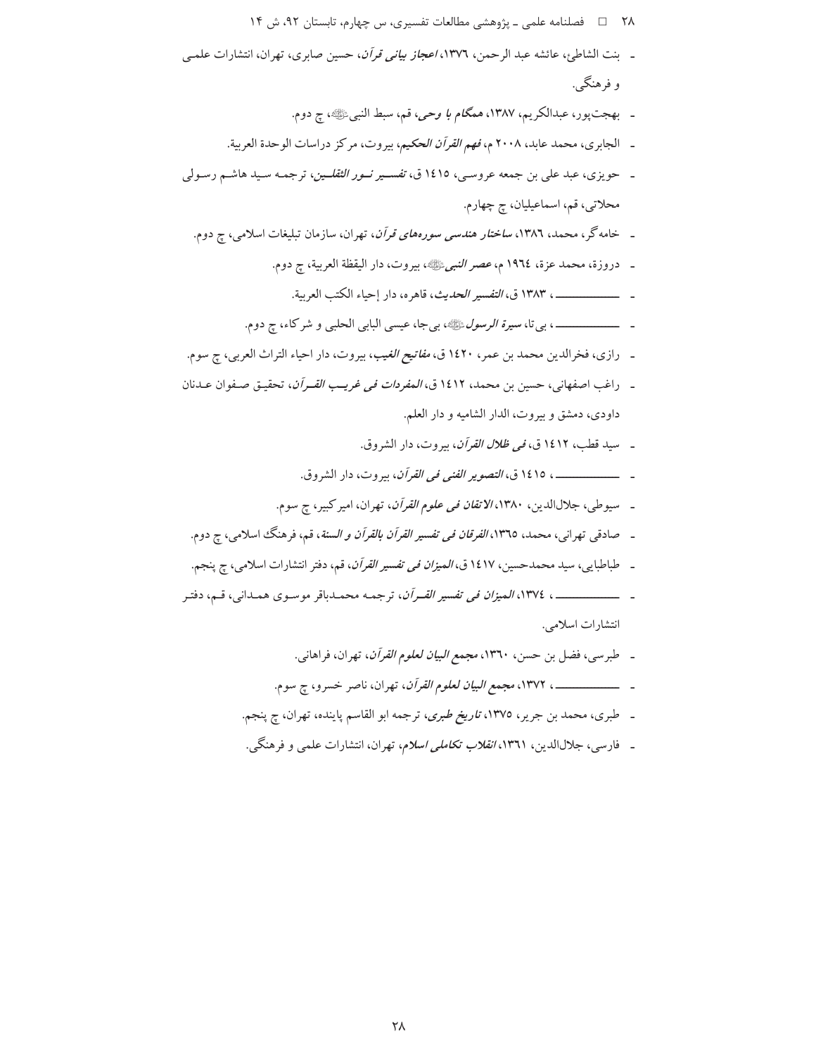- بنت الشاطئ، عائشه عبد الرحمن، ١٣٧٦، *اعجاز بیانی قرآن*، حسین صابری، تهران، انتشارات علمی و فرهنگی.
- بهجت‌پور، عبدالکریم، ١٣٨٧، *همگام با وحی*، قم، سبط النبی ﷺ، چ دوم.
- الجابری، محمد عابد، ٢٠٠٨ م، *فهم القرآن الحکیم*، بیروت، مرکز دراسات الوحدة العربیة.
- حویزی، عبد علی بن جمعه عروسی، ١٤١٥ ق، *تفسیر نور الثقلین*، ترجمه سید هاشم رسولی محلاتی، قم، اسماعیلیان، چ چهارم.
- خامه‌گر، محمد، ١٣٨٦، *ساختار هندسی سوره‌های قرآن*، تهران، سازمان تبلیغات اسلامی، چ دوم.
- دروزة، محمد عزة، ١٩٦٤ م، *عصر النبی* ﷺ، بیروت، دار الیقظة العربیة، چ دوم.
- ـــــــــــ، ١٣٨٣ ق، *التفسیر الحدیث*، قاهره، دار إحیاء الکتب العربیة.
- ـــــــــــ، بی‌تا، *سیرة الرسول* ﷺ، بی‌جا، عیسی البابی الحلبی و شرکاء، چ دوم.
- رازی، فخرالدین محمد بن عمر، ١٤٢٠ ق، *مفاتیح الغیب*، بیروت، دار احیاء التراث العربی، چ سوم.
- راغب اصفهانی، حسین بن محمد، ١٤١٢ ق، *المفردات فی غریب القرآن*، تحقیق صفوان عدنان داودی، دمشق و بیروت، الدار الشامیه و دار العلم.
- سید قطب، ١٤١٢ ق، *فی ظلال القرآن*، بیروت، دار الشروق.
- ـــــــــــ، ١٤١٥ ق، *التصویر الفنی فی القرآن*، بیروت، دار الشروق.
- سیوطی، جلال‌الدین، ١٣٨٠، *الاتقان فی علوم القرآن*، تهران، امیرکبیر، چ سوم.
- صادقی تهرانی، محمد، ١٣٦٥، *الفرقان فی تفسیر القرآن بالقرآن و السنة*، قم، فرهنگ اسلامی، چ دوم.
- طباطبایی، سید محمدحسین، ١٤١٧ ق، *المیزان فی تفسیر القرآن*، قم، دفتر انتشارات اسلامی، چ پنجم.
- ـــــــــــ، ١٣٧٤، *المیزان فی تفسیر القرآن*، ترجمه محمدباقر موسوی همدانی، قم، دفتر انتشارات اسلامی.
- طبرسی، فضل بن حسن، ١٣٦٠، *مجمع البیان لعلوم القرآن*، تهران، فراهانی.
- ـــــــــــ، ١٣٧٢، *مجمع البیان لعلوم القرآن*، تهران، ناصر خسرو، چ سوم.
- طبری، محمد بن جریر، ١٣٧٥، *تاریخ طبری*، ترجمه ابو القاسم پاینده، تهران، چ پنجم.
- فارسی، جلال‌الدین، ١٣٦١، *انقلاب تکاملی اسلام*، تهران، انتشارات علمی و فرهنگی.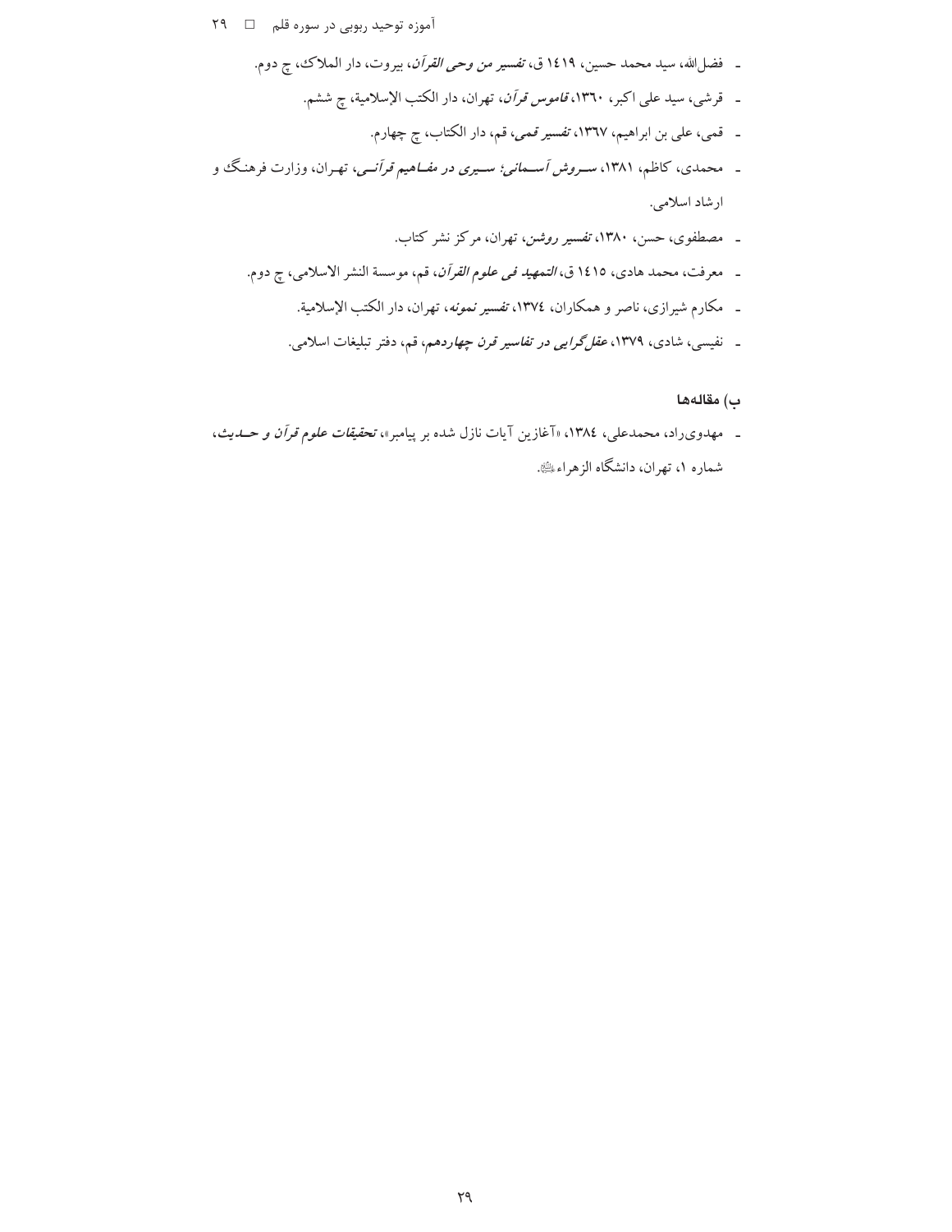- فضل‌الله، سید محمد حسین، ۱٤۱۹ ق، *تفسیر من وحی القرآن*، بیروت، دار الملاک، چ دوم.
- قرشی، سید علی اکبر، ۱۳٦۰، *قاموس قرآن*، تهران، دار الکتب الإسلامیة، چ ششم.
- قمی، علی بن ابراهیم، ۱۳٦۷، *تفسیر قمی*، قم، دار الکتاب، چ چهارم.
- محمدی، کاظم، ۱۳۸۱، *سروش آسمانی؛ سیری در مفاهیم قرآنی*، تهران، وزارت فرهنگ و ارشاد اسلامی.
- مصطفوی، حسن، ۱۳۸۰، *تفسیر روشن*، تهران، مرکز نشر کتاب.
- معرفت، محمد هادی، ۱٤۱۵ ق، *التمهید فی علوم القرآن*، قم، موسسة النشر الاسلامی، چ دوم.
- مکارم شیرازی، ناصر و همکاران، ۱۳۷٤، *تفسیر نمونه*، تهران، دار الکتب الإسلامیة.
- نفیسی، شادی، ۱۳۷۹، *عقل‌گرایی در تفاسیر قرن چهاردهم*، قم، دفتر تبلیغات اسلامی.

### ب) مقاله‌ها

- مهدوی‌راد، محمدعلی، ۱۳۸٤، «آغازین آیات نازل شده بر پیامبر»، *تحقیقات علوم قرآن و حدیث*، شماره ۱، تهران، دانشگاه الزهراء.